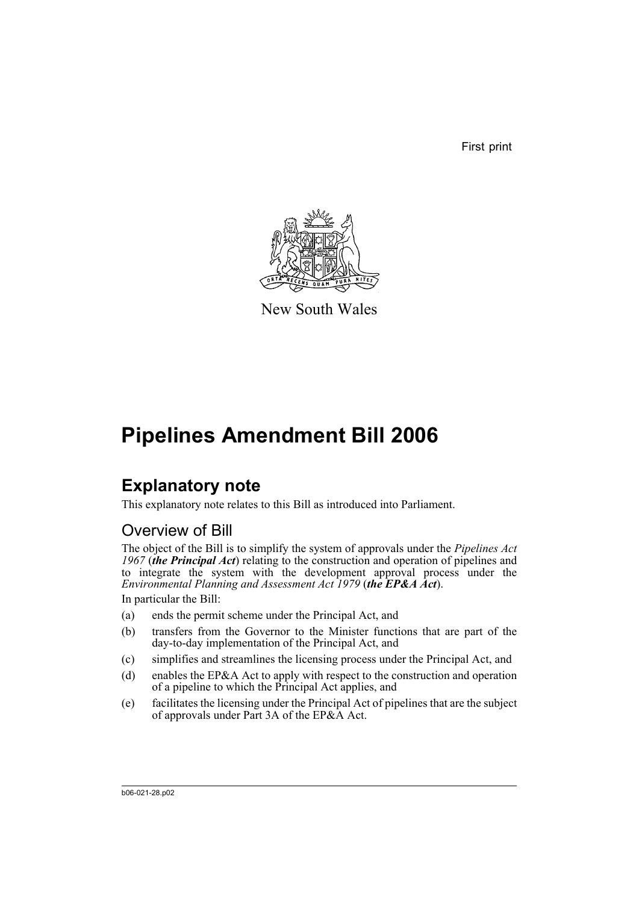First print

New South Wales

# Pipelines Amendment Bill 2006

## Explanatory note

This explanatory note relates to this Bill as introduced into Parliament.

### Overview of Bill

The object of the Bill is to simplify the system of approvals under the *Pipelines Act 1967* (***the Principal Act***) relating to the construction and operation of pipelines and to integrate the system with the development approval process under the *Environmental Planning and Assessment Act 1979* (***the EP&A Act***).

In particular the Bill:

(a) ends the permit scheme under the Principal Act, and

(b) transfers from the Governor to the Minister functions that are part of the day-to-day implementation of the Principal Act, and

(c) simplifies and streamlines the licensing process under the Principal Act, and

(d) enables the EP&A Act to apply with respect to the construction and operation of a pipeline to which the Principal Act applies, and

(e) facilitates the licensing under the Principal Act of pipelines that are the subject of approvals under Part 3A of the EP&A Act.

b06-021-28.p02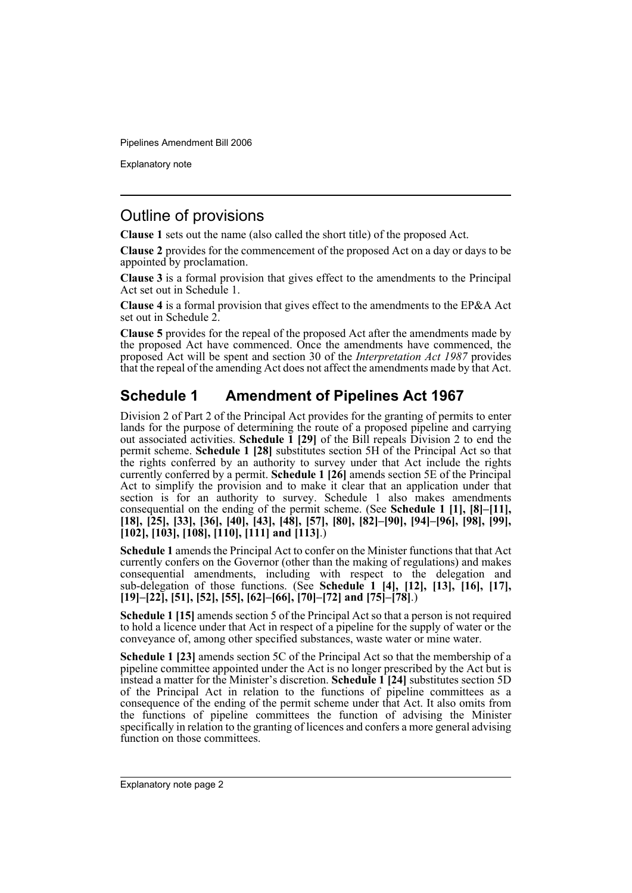## Outline of provisions

**Clause 1** sets out the name (also called the short title) of the proposed Act.

**Clause 2** provides for the commencement of the proposed Act on a day or days to be appointed by proclamation.

**Clause 3** is a formal provision that gives effect to the amendments to the Principal Act set out in Schedule 1.

**Clause 4** is a formal provision that gives effect to the amendments to the EP&A Act set out in Schedule 2.

**Clause 5** provides for the repeal of the proposed Act after the amendments made by the proposed Act have commenced. Once the amendments have commenced, the proposed Act will be spent and section 30 of the *Interpretation Act 1987* provides that the repeal of the amending Act does not affect the amendments made by that Act.

## Schedule 1 Amendment of Pipelines Act 1967

Division 2 of Part 2 of the Principal Act provides for the granting of permits to enter lands for the purpose of determining the route of a proposed pipeline and carrying out associated activities. **Schedule 1 [29]** of the Bill repeals Division 2 to end the permit scheme. **Schedule 1 [28]** substitutes section 5H of the Principal Act so that the rights conferred by an authority to survey under that Act include the rights currently conferred by a permit. **Schedule 1 [26]** amends section 5E of the Principal Act to simplify the provision and to make it clear that an application under that section is for an authority to survey. Schedule 1 also makes amendments consequential on the ending of the permit scheme. (See **Schedule 1 [1], [8]–[11], [18], [25], [33], [36], [40], [43], [48], [57], [80], [82]–[90], [94]–[96], [98], [99], [102], [103], [108], [110], [111] and [113]**.)

**Schedule 1** amends the Principal Act to confer on the Minister functions that that Act currently confers on the Governor (other than the making of regulations) and makes consequential amendments, including with respect to the delegation and sub-delegation of those functions. (See **Schedule 1 [4], [12], [13], [16], [17], [19]–[22], [51], [52], [55], [62]–[66], [70]–[72] and [75]–[78]**.)

**Schedule 1 [15]** amends section 5 of the Principal Act so that a person is not required to hold a licence under that Act in respect of a pipeline for the supply of water or the conveyance of, among other specified substances, waste water or mine water.

**Schedule 1 [23]** amends section 5C of the Principal Act so that the membership of a pipeline committee appointed under the Act is no longer prescribed by the Act but is instead a matter for the Minister's discretion. **Schedule 1 [24]** substitutes section 5D of the Principal Act in relation to the functions of pipeline committees as a consequence of the ending of the permit scheme under that Act. It also omits from the functions of pipeline committees the function of advising the Minister specifically in relation to the granting of licences and confers a more general advising function on those committees.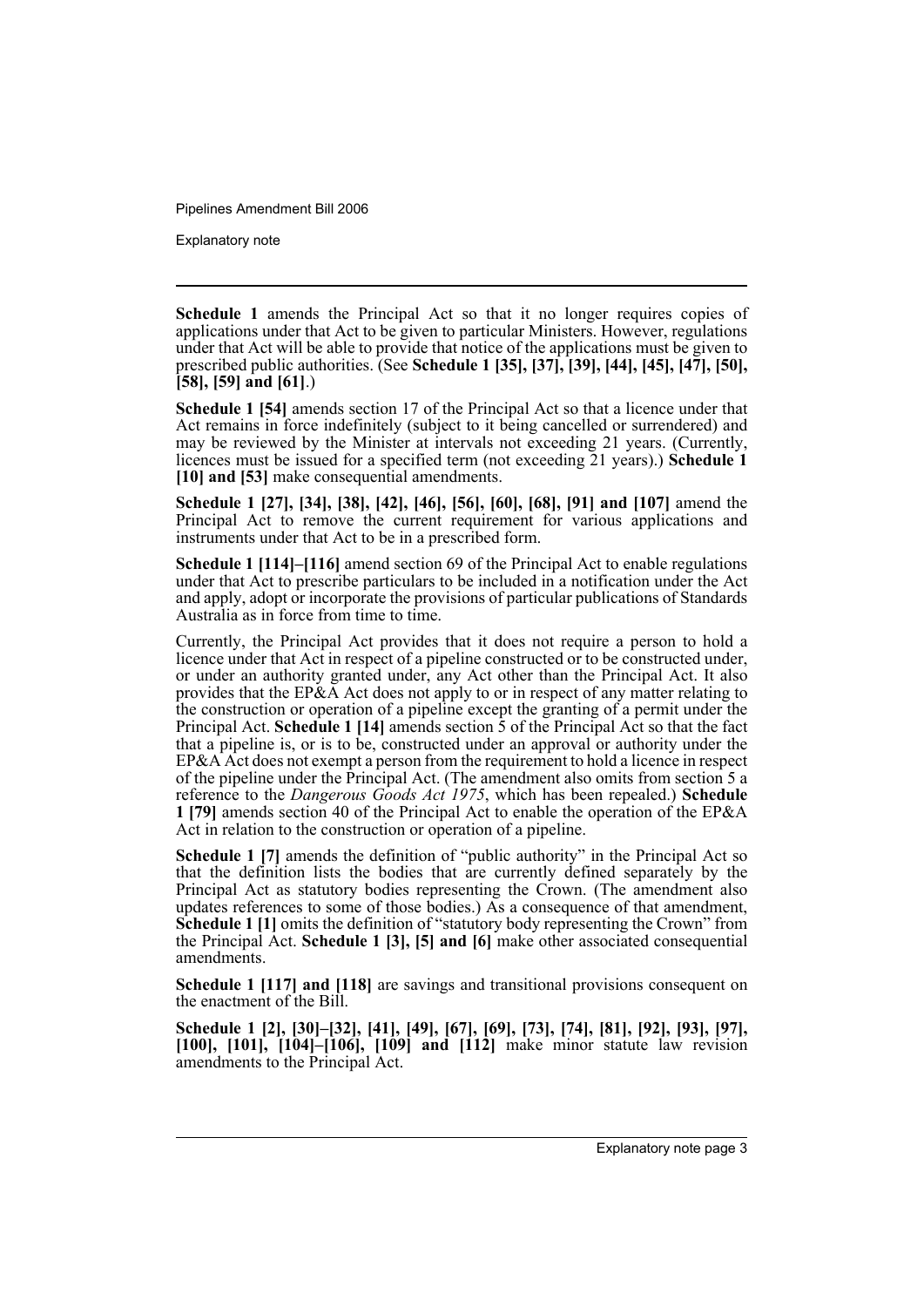**Schedule 1** amends the Principal Act so that it no longer requires copies of applications under that Act to be given to particular Ministers. However, regulations under that Act will be able to provide that notice of the applications must be given to prescribed public authorities. (See **Schedule 1 [35], [37], [39], [44], [45], [47], [50], [58], [59] and [61]**.)

**Schedule 1 [54]** amends section 17 of the Principal Act so that a licence under that Act remains in force indefinitely (subject to it being cancelled or surrendered) and may be reviewed by the Minister at intervals not exceeding 21 years. (Currently, licences must be issued for a specified term (not exceeding 21 years).) **Schedule 1 [10] and [53]** make consequential amendments.

**Schedule 1 [27], [34], [38], [42], [46], [56], [60], [68], [91] and [107]** amend the Principal Act to remove the current requirement for various applications and instruments under that Act to be in a prescribed form.

**Schedule 1 [114]–[116]** amend section 69 of the Principal Act to enable regulations under that Act to prescribe particulars to be included in a notification under the Act and apply, adopt or incorporate the provisions of particular publications of Standards Australia as in force from time to time.

Currently, the Principal Act provides that it does not require a person to hold a licence under that Act in respect of a pipeline constructed or to be constructed under, or under an authority granted under, any Act other than the Principal Act. It also provides that the EP&A Act does not apply to or in respect of any matter relating to the construction or operation of a pipeline except the granting of a permit under the Principal Act. **Schedule 1 [14]** amends section 5 of the Principal Act so that the fact that a pipeline is, or is to be, constructed under an approval or authority under the EP&A Act does not exempt a person from the requirement to hold a licence in respect of the pipeline under the Principal Act. (The amendment also omits from section 5 a reference to the *Dangerous Goods Act 1975*, which has been repealed.) **Schedule 1 [79]** amends section 40 of the Principal Act to enable the operation of the EP&A Act in relation to the construction or operation of a pipeline.

**Schedule 1 [7]** amends the definition of "public authority" in the Principal Act so that the definition lists the bodies that are currently defined separately by the Principal Act as statutory bodies representing the Crown. (The amendment also updates references to some of those bodies.) As a consequence of that amendment, **Schedule 1 [1]** omits the definition of "statutory body representing the Crown" from the Principal Act. **Schedule 1 [3], [5] and [6]** make other associated consequential amendments.

**Schedule 1 [117] and [118]** are savings and transitional provisions consequent on the enactment of the Bill.

**Schedule 1 [2], [30]–[32], [41], [49], [67], [69], [73], [74], [81], [92], [93], [97], [100], [101], [104]–[106], [109] and [112]** make minor statute law revision amendments to the Principal Act.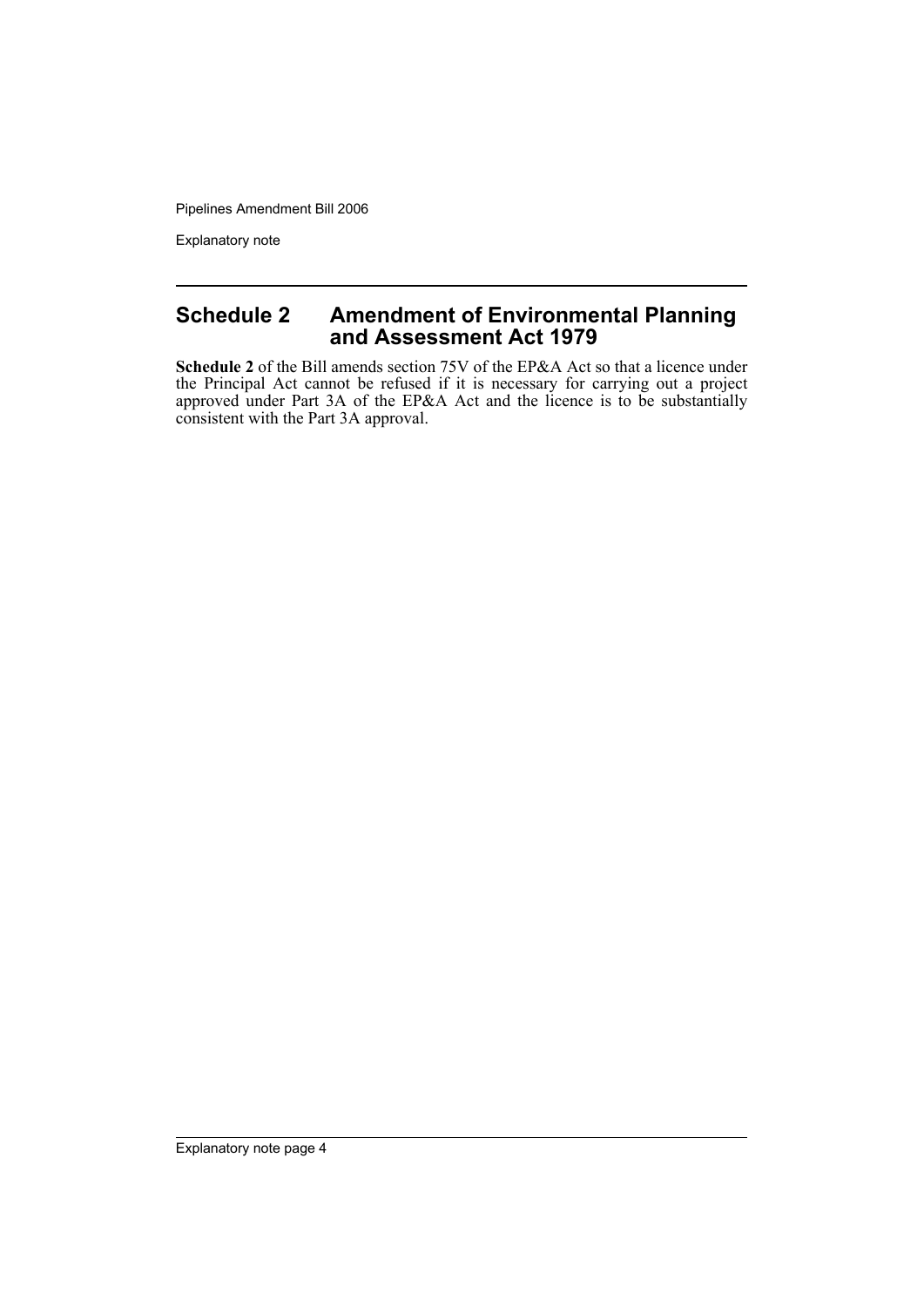## Schedule 2 Amendment of Environmental Planning and Assessment Act 1979

**Schedule 2** of the Bill amends section 75V of the EP&A Act so that a licence under the Principal Act cannot be refused if it is necessary for carrying out a project approved under Part 3A of the EP&A Act and the licence is to be substantially consistent with the Part 3A approval.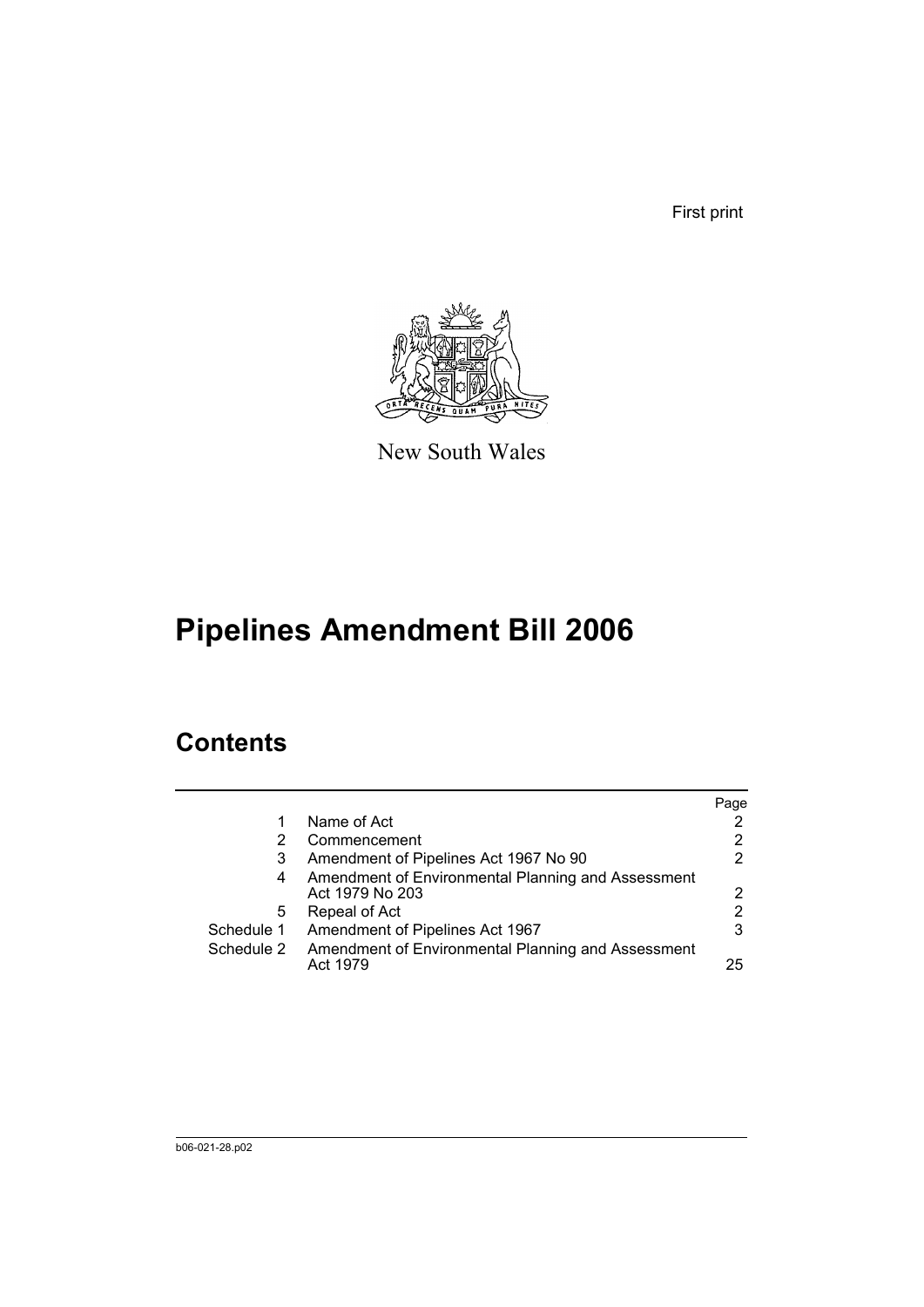First print

New South Wales

# Pipelines Amendment Bill 2006

## Contents

|  |  | Page |
|---|---|---|
| 1 | Name of Act | 2 |
| 2 | Commencement | 2 |
| 3 | Amendment of Pipelines Act 1967 No 90 | 2 |
| 4 | Amendment of Environmental Planning and Assessment Act 1979 No 203 | 2 |
| 5 | Repeal of Act | 2 |
| Schedule 1 | Amendment of Pipelines Act 1967 | 3 |
| Schedule 2 | Amendment of Environmental Planning and Assessment Act 1979 | 25 |

b06-021-28.p02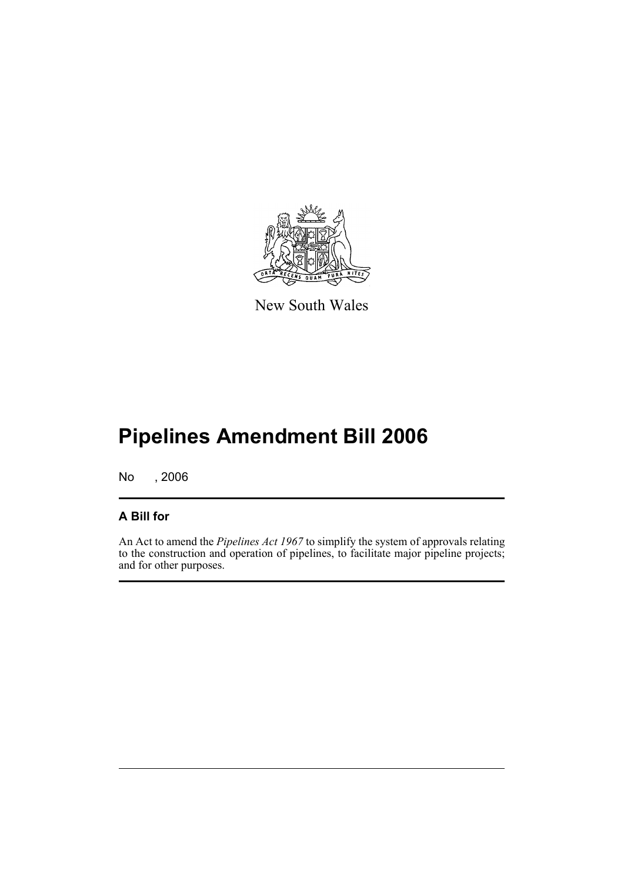New South Wales

# Pipelines Amendment Bill 2006

No , 2006

## A Bill for

An Act to amend the *Pipelines Act 1967* to simplify the system of approvals relating to the construction and operation of pipelines, to facilitate major pipeline projects; and for other purposes.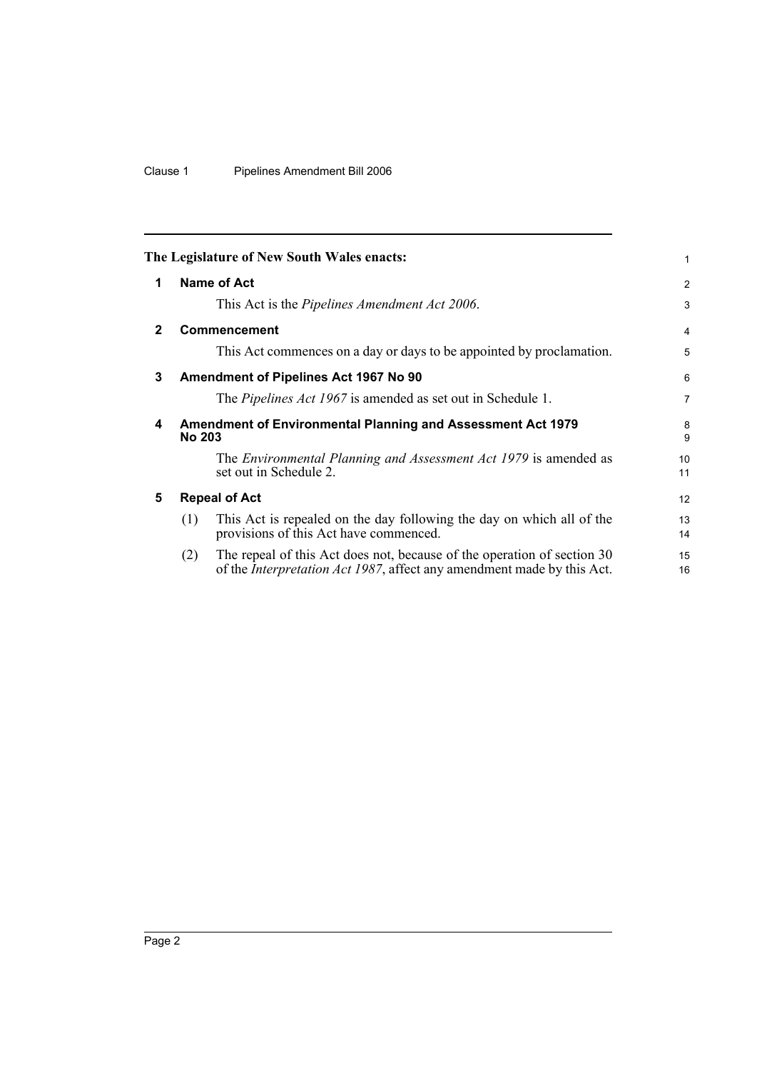The Legislature of New South Wales enacts:

## 1 Name of Act

This Act is the *Pipelines Amendment Act 2006*.

## 2 Commencement

This Act commences on a day or days to be appointed by proclamation.

## 3 Amendment of Pipelines Act 1967 No 90

The *Pipelines Act 1967* is amended as set out in Schedule 1.

## 4 Amendment of Environmental Planning and Assessment Act 1979 No 203

The *Environmental Planning and Assessment Act 1979* is amended as set out in Schedule 2.

## 5 Repeal of Act

(1) This Act is repealed on the day following the day on which all of the provisions of this Act have commenced.

(2) The repeal of this Act does not, because of the operation of section 30 of the *Interpretation Act 1987*, affect any amendment made by this Act.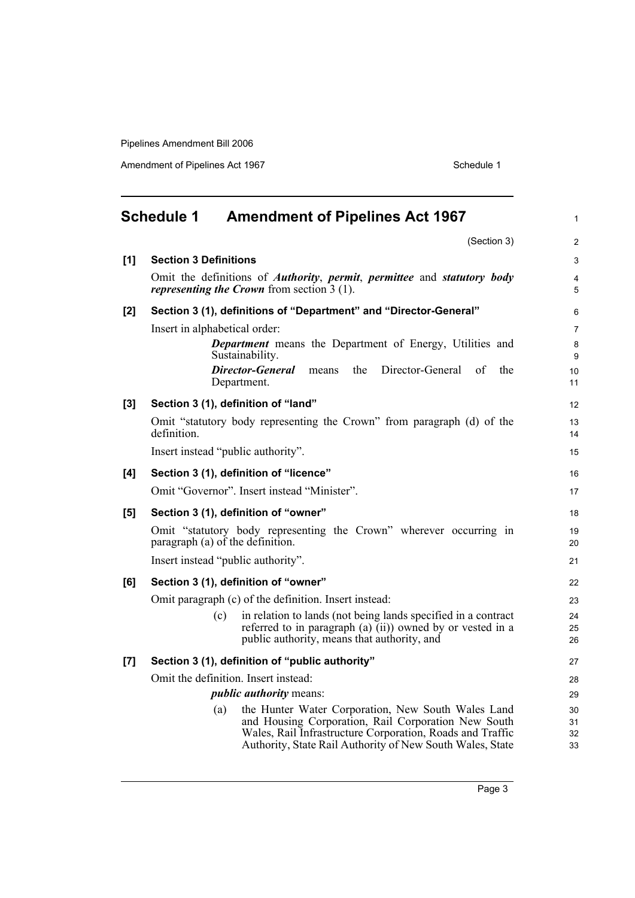# Schedule 1 Amendment of Pipelines Act 1967

(Section 3)

**[1] Section 3 Definitions**

Omit the definitions of ***Authority***, ***permit***, ***permittee*** and ***statutory body representing the Crown*** from section 3 (1).

**[2] Section 3 (1), definitions of "Department" and "Director-General"**

Insert in alphabetical order:

> ***Department*** means the Department of Energy, Utilities and Sustainability.
>
> ***Director-General*** means the Director-General of the Department.

**[3] Section 3 (1), definition of "land"**

Omit "statutory body representing the Crown" from paragraph (d) of the definition.

Insert instead "public authority".

**[4] Section 3 (1), definition of "licence"**

Omit "Governor". Insert instead "Minister".

**[5] Section 3 (1), definition of "owner"**

Omit "statutory body representing the Crown" wherever occurring in paragraph (a) of the definition.

Insert instead "public authority".

**[6] Section 3 (1), definition of "owner"**

Omit paragraph (c) of the definition. Insert instead:

> (c) in relation to lands (not being lands specified in a contract referred to in paragraph (a) (ii)) owned by or vested in a public authority, means that authority, and

**[7] Section 3 (1), definition of "public authority"**

Omit the definition. Insert instead:

> ***public authority*** means:
>
> (a) the Hunter Water Corporation, New South Wales Land and Housing Corporation, Rail Corporation New South Wales, Rail Infrastructure Corporation, Roads and Traffic Authority, State Rail Authority of New South Wales, State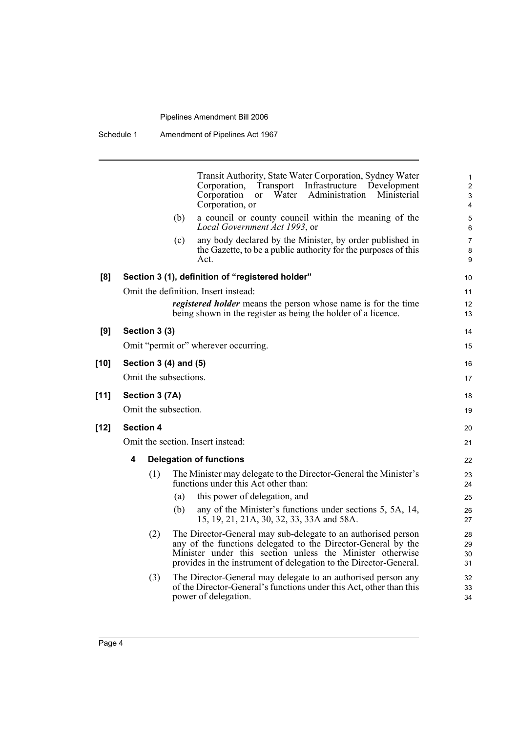Transit Authority, State Water Corporation, Sydney Water Corporation, Transport Infrastructure Development Corporation or Water Administration Ministerial Corporation, or

(b) a council or county council within the meaning of the *Local Government Act 1993*, or

(c) any body declared by the Minister, by order published in the Gazette, to be a public authority for the purposes of this Act.

**[8] Section 3 (1), definition of "registered holder"**

Omit the definition. Insert instead:

***registered holder*** means the person whose name is for the time being shown in the register as being the holder of a licence.

**[9] Section 3 (3)**

Omit "permit or" wherever occurring.

**[10] Section 3 (4) and (5)**

Omit the subsections.

**[11] Section 3 (7A)**

Omit the subsection.

**[12] Section 4**

Omit the section. Insert instead:

**4 Delegation of functions**

(1) The Minister may delegate to the Director-General the Minister's functions under this Act other than:

(a) this power of delegation, and

(b) any of the Minister's functions under sections 5, 5A, 14, 15, 19, 21, 21A, 30, 32, 33, 33A and 58A.

(2) The Director-General may sub-delegate to an authorised person any of the functions delegated to the Director-General by the Minister under this section unless the Minister otherwise provides in the instrument of delegation to the Director-General.

(3) The Director-General may delegate to an authorised person any of the Director-General's functions under this Act, other than this power of delegation.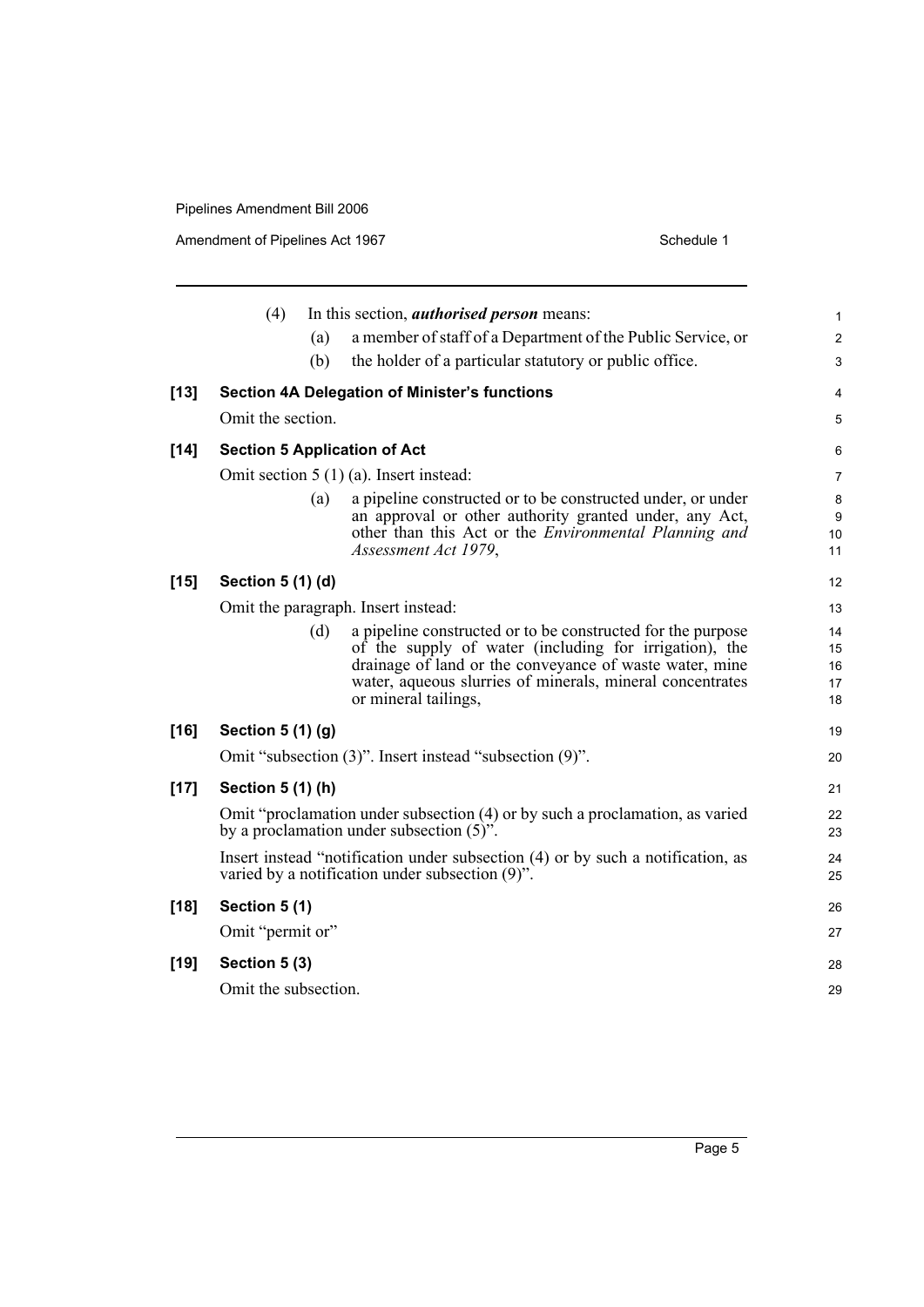(4) In this section, ***authorised person*** means:

(a) a member of staff of a Department of the Public Service, or

(b) the holder of a particular statutory or public office.

**[13] Section 4A Delegation of Minister's functions**

Omit the section.

**[14] Section 5 Application of Act**

Omit section 5 (1) (a). Insert instead:

(a) a pipeline constructed or to be constructed under, or under an approval or other authority granted under, any Act, other than this Act or the *Environmental Planning and Assessment Act 1979*,

**[15] Section 5 (1) (d)**

Omit the paragraph. Insert instead:

(d) a pipeline constructed or to be constructed for the purpose of the supply of water (including for irrigation), the drainage of land or the conveyance of waste water, mine water, aqueous slurries of minerals, mineral concentrates or mineral tailings,

**[16] Section 5 (1) (g)**

Omit "subsection (3)". Insert instead "subsection (9)".

**[17] Section 5 (1) (h)**

Omit "proclamation under subsection (4) or by such a proclamation, as varied by a proclamation under subsection (5)".

Insert instead "notification under subsection (4) or by such a notification, as varied by a notification under subsection (9)".

**[18] Section 5 (1)**

Omit "permit or"

**[19] Section 5 (3)**

Omit the subsection.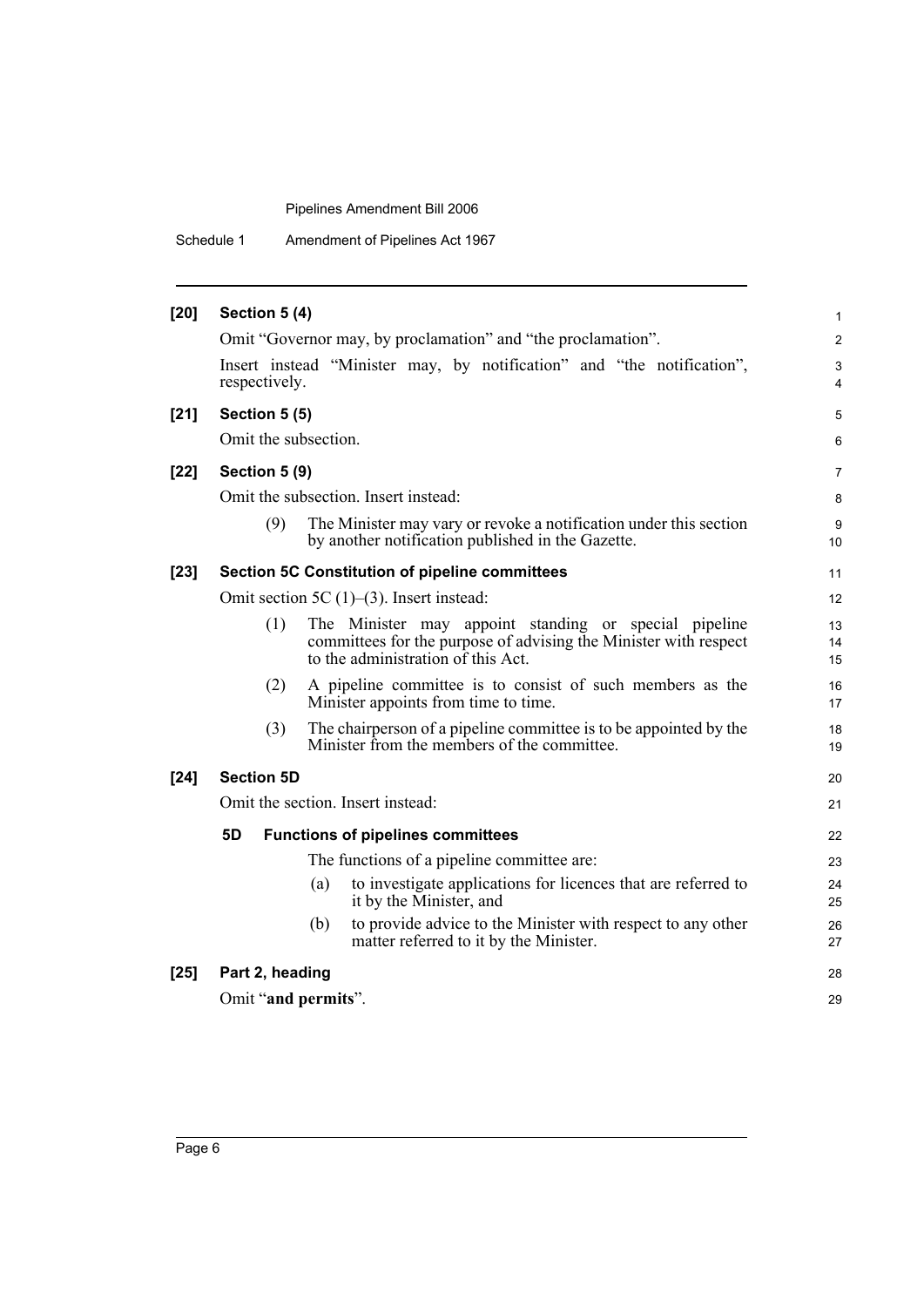**[20] Section 5 (4)**

Omit "Governor may, by proclamation" and "the proclamation".

Insert instead "Minister may, by notification" and "the notification", respectively.

**[21] Section 5 (5)**

Omit the subsection.

**[22] Section 5 (9)**

Omit the subsection. Insert instead:

(9) The Minister may vary or revoke a notification under this section by another notification published in the Gazette.

**[23] Section 5C Constitution of pipeline committees**

Omit section 5C (1)–(3). Insert instead:

(1) The Minister may appoint standing or special pipeline committees for the purpose of advising the Minister with respect to the administration of this Act.

(2) A pipeline committee is to consist of such members as the Minister appoints from time to time.

(3) The chairperson of a pipeline committee is to be appointed by the Minister from the members of the committee.

**[24] Section 5D**

Omit the section. Insert instead:

**5D Functions of pipelines committees**

The functions of a pipeline committee are:

(a) to investigate applications for licences that are referred to it by the Minister, and

(b) to provide advice to the Minister with respect to any other matter referred to it by the Minister.

**[25] Part 2, heading**

Omit "**and permits**".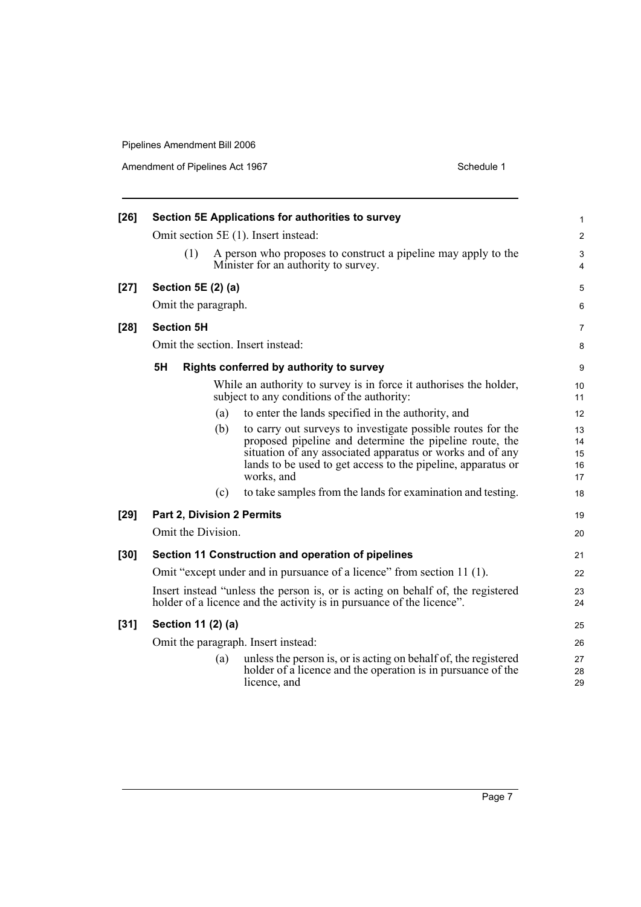**[26] Section 5E Applications for authorities to survey**

Omit section 5E (1). Insert instead:

(1) A person who proposes to construct a pipeline may apply to the Minister for an authority to survey.

**[27] Section 5E (2) (a)**

Omit the paragraph.

**[28] Section 5H**

Omit the section. Insert instead:

**5H Rights conferred by authority to survey**

While an authority to survey is in force it authorises the holder, subject to any conditions of the authority:

(a) to enter the lands specified in the authority, and

(b) to carry out surveys to investigate possible routes for the proposed pipeline and determine the pipeline route, the situation of any associated apparatus or works and of any lands to be used to get access to the pipeline, apparatus or works, and

(c) to take samples from the lands for examination and testing.

**[29] Part 2, Division 2 Permits**

Omit the Division.

**[30] Section 11 Construction and operation of pipelines**

Omit "except under and in pursuance of a licence" from section 11 (1).

Insert instead "unless the person is, or is acting on behalf of, the registered holder of a licence and the activity is in pursuance of the licence".

**[31] Section 11 (2) (a)**

Omit the paragraph. Insert instead:

(a) unless the person is, or is acting on behalf of, the registered holder of a licence and the operation is in pursuance of the licence, and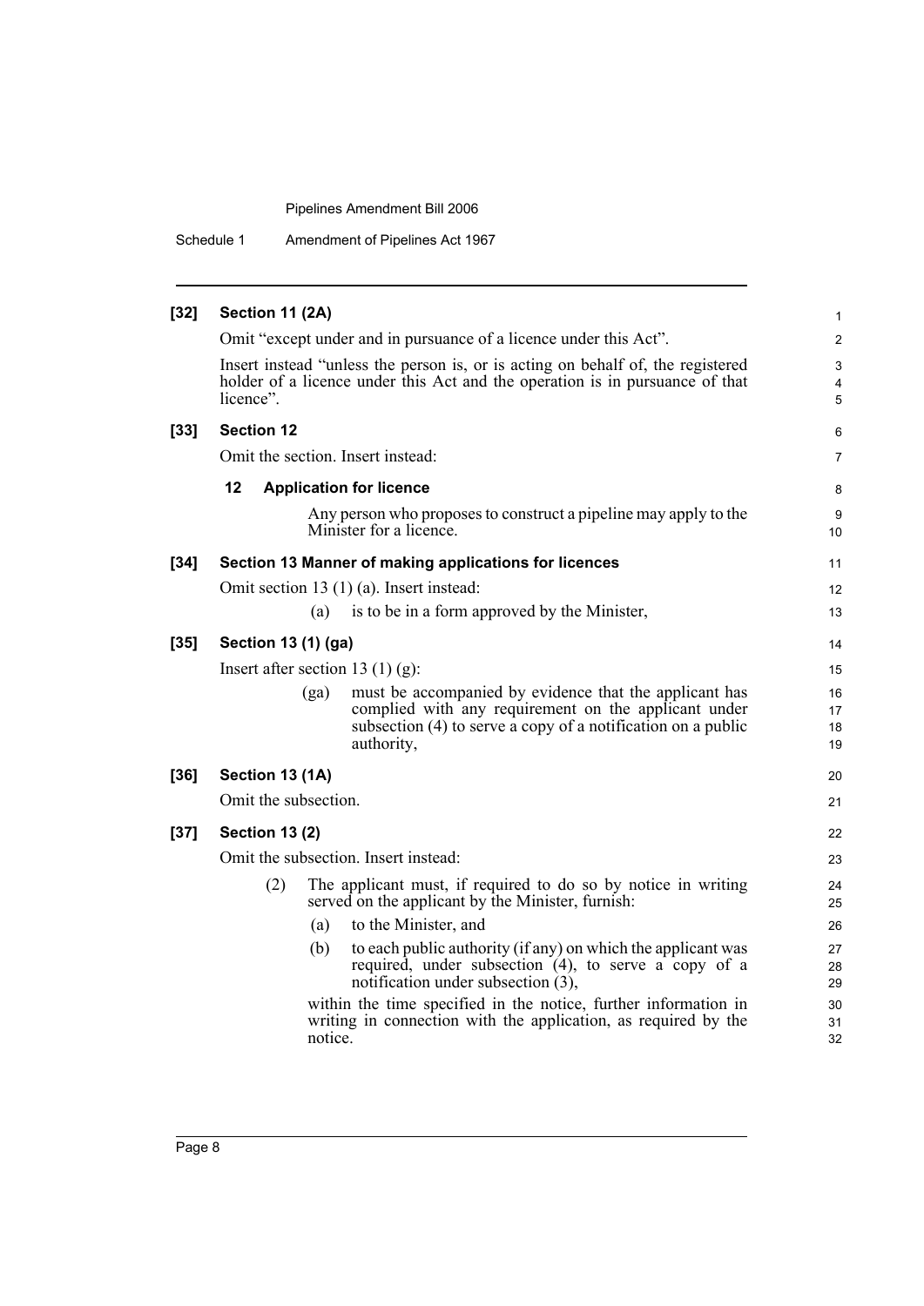**[32] Section 11 (2A)**

Omit "except under and in pursuance of a licence under this Act".

Insert instead "unless the person is, or is acting on behalf of, the registered holder of a licence under this Act and the operation is in pursuance of that licence".

**[33] Section 12**

Omit the section. Insert instead:

**12 Application for licence**

Any person who proposes to construct a pipeline may apply to the Minister for a licence.

**[34] Section 13 Manner of making applications for licences**

Omit section 13 (1) (a). Insert instead:

(a) is to be in a form approved by the Minister,

**[35] Section 13 (1) (ga)**

Insert after section 13 (1) (g):

(ga) must be accompanied by evidence that the applicant has complied with any requirement on the applicant under subsection (4) to serve a copy of a notification on a public authority,

**[36] Section 13 (1A)**

Omit the subsection.

**[37] Section 13 (2)**

Omit the subsection. Insert instead:

(2) The applicant must, if required to do so by notice in writing served on the applicant by the Minister, furnish:

(a) to the Minister, and

(b) to each public authority (if any) on which the applicant was required, under subsection (4), to serve a copy of a notification under subsection (3),

within the time specified in the notice, further information in writing in connection with the application, as required by the notice.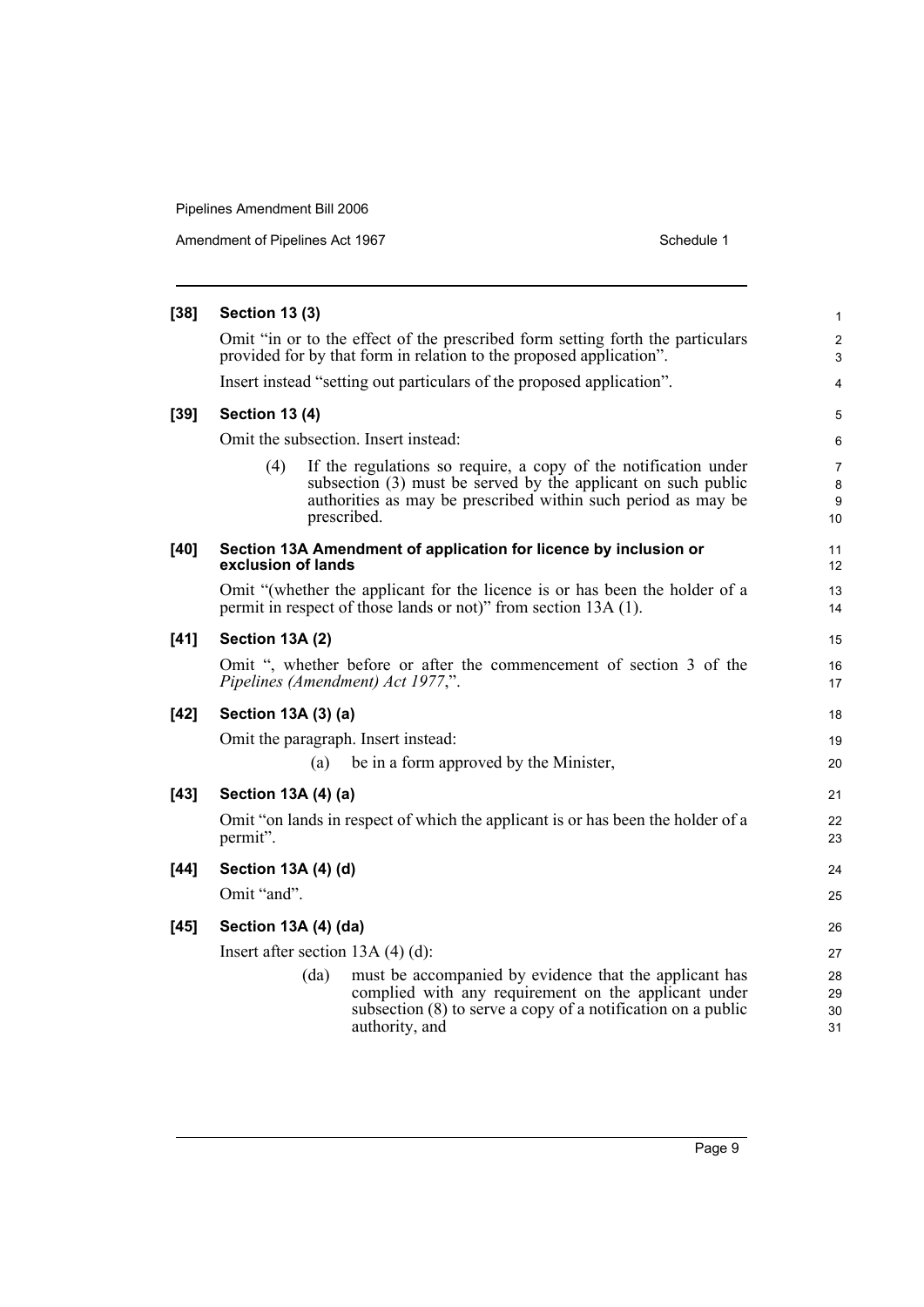**[38] Section 13 (3)**

Omit "in or to the effect of the prescribed form setting forth the particulars provided for by that form in relation to the proposed application".

Insert instead "setting out particulars of the proposed application".

**[39] Section 13 (4)**

Omit the subsection. Insert instead:

> (4) If the regulations so require, a copy of the notification under subsection (3) must be served by the applicant on such public authorities as may be prescribed within such period as may be prescribed.

**[40] Section 13A Amendment of application for licence by inclusion or exclusion of lands**

Omit "(whether the applicant for the licence is or has been the holder of a permit in respect of those lands or not)" from section 13A (1).

**[41] Section 13A (2)**

Omit ", whether before or after the commencement of section 3 of the *Pipelines (Amendment) Act 1977*,".

**[42] Section 13A (3) (a)**

Omit the paragraph. Insert instead:

> (a) be in a form approved by the Minister,

**[43] Section 13A (4) (a)**

Omit "on lands in respect of which the applicant is or has been the holder of a permit".

**[44] Section 13A (4) (d)**

Omit "and".

**[45] Section 13A (4) (da)**

Insert after section 13A (4) (d):

> (da) must be accompanied by evidence that the applicant has complied with any requirement on the applicant under subsection (8) to serve a copy of a notification on a public authority, and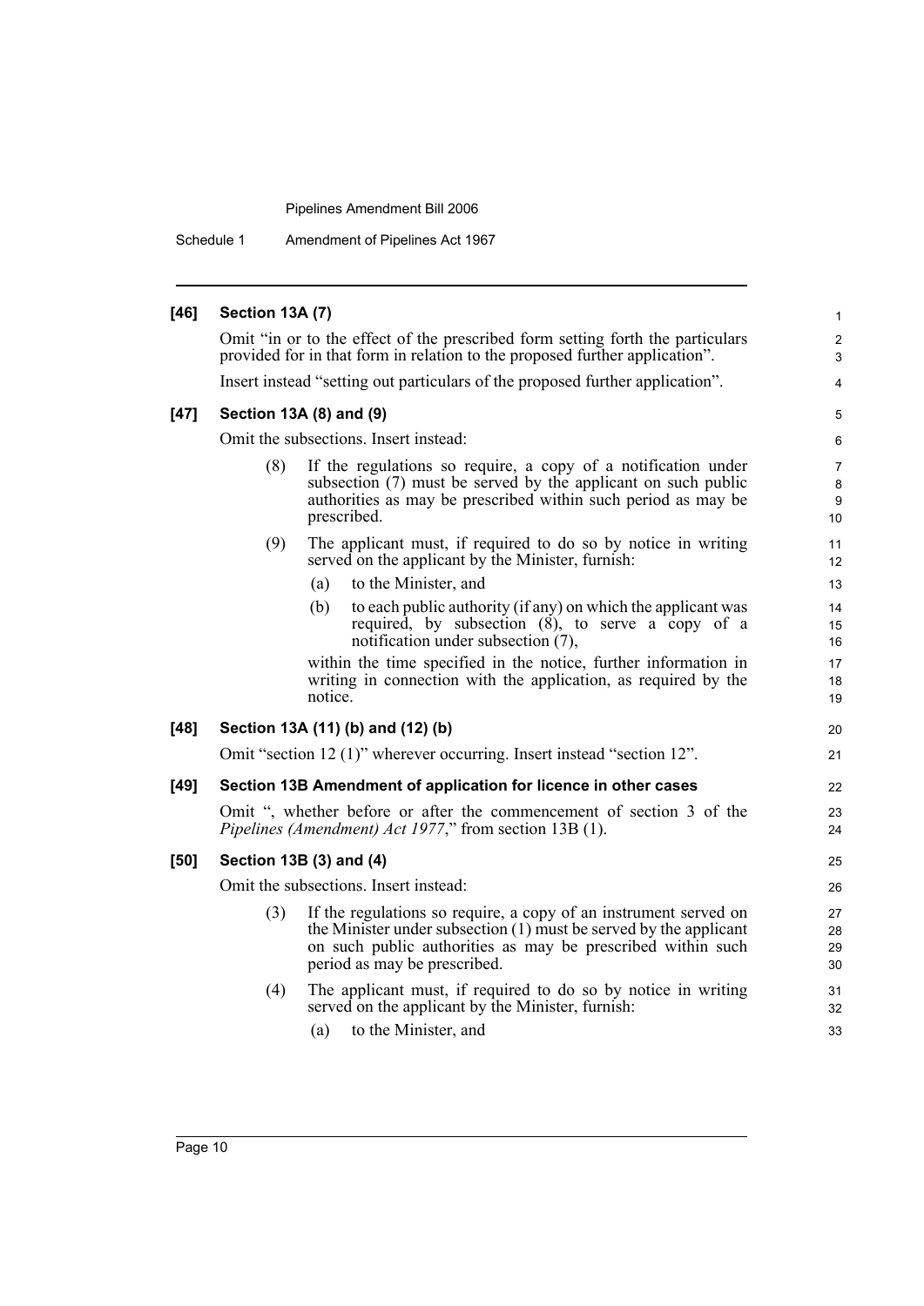### [46] Section 13A (7)

Omit "in or to the effect of the prescribed form setting forth the particulars provided for in that form in relation to the proposed further application".

Insert instead "setting out particulars of the proposed further application".

### [47] Section 13A (8) and (9)

Omit the subsections. Insert instead:

> (8) If the regulations so require, a copy of a notification under subsection (7) must be served by the applicant on such public authorities as may be prescribed within such period as may be prescribed.
>
> (9) The applicant must, if required to do so by notice in writing served on the applicant by the Minister, furnish:
>
> (a) to the Minister, and
>
> (b) to each public authority (if any) on which the applicant was required, by subsection (8), to serve a copy of a notification under subsection (7),
>
> within the time specified in the notice, further information in writing in connection with the application, as required by the notice.

### [48] Section 13A (11) (b) and (12) (b)

Omit "section 12 (1)" wherever occurring. Insert instead "section 12".

### [49] Section 13B Amendment of application for licence in other cases

Omit ", whether before or after the commencement of section 3 of the *Pipelines (Amendment) Act 1977*," from section 13B (1).

### [50] Section 13B (3) and (4)

Omit the subsections. Insert instead:

> (3) If the regulations so require, a copy of an instrument served on the Minister under subsection (1) must be served by the applicant on such public authorities as may be prescribed within such period as may be prescribed.
>
> (4) The applicant must, if required to do so by notice in writing served on the applicant by the Minister, furnish:
>
> (a) to the Minister, and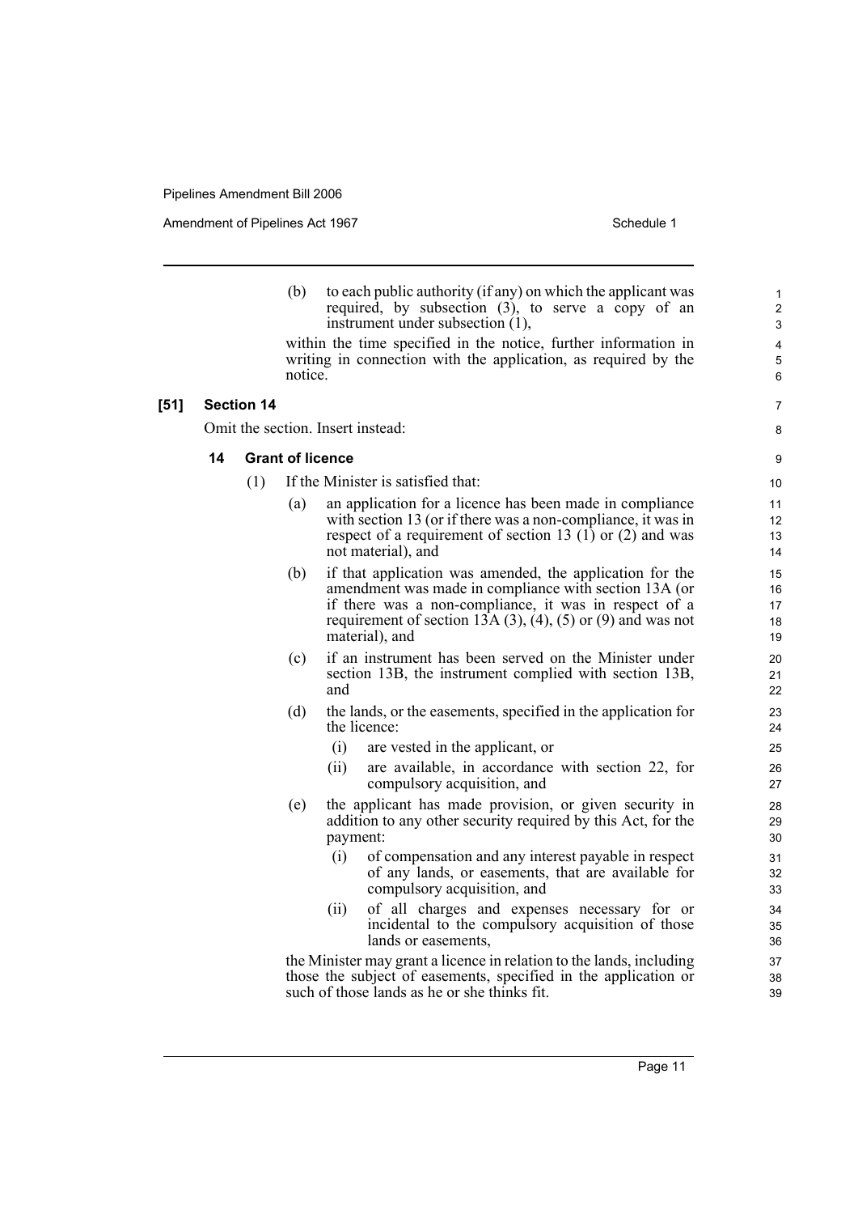(b) to each public authority (if any) on which the applicant was required, by subsection (3), to serve a copy of an instrument under subsection (1),

within the time specified in the notice, further information in writing in connection with the application, as required by the notice.

**[51] Section 14**

Omit the section. Insert instead:

**14 Grant of licence**

(1) If the Minister is satisfied that:

(a) an application for a licence has been made in compliance with section 13 (or if there was a non-compliance, it was in respect of a requirement of section 13 (1) or (2) and was not material), and

(b) if that application was amended, the application for the amendment was made in compliance with section 13A (or if there was a non-compliance, it was in respect of a requirement of section 13A (3), (4), (5) or (9) and was not material), and

(c) if an instrument has been served on the Minister under section 13B, the instrument complied with section 13B, and

(d) the lands, or the easements, specified in the application for the licence:

(i) are vested in the applicant, or

(ii) are available, in accordance with section 22, for compulsory acquisition, and

(e) the applicant has made provision, or given security in addition to any other security required by this Act, for the payment:

(i) of compensation and any interest payable in respect of any lands, or easements, that are available for compulsory acquisition, and

(ii) of all charges and expenses necessary for or incidental to the compulsory acquisition of those lands or easements,

the Minister may grant a licence in relation to the lands, including those the subject of easements, specified in the application or such of those lands as he or she thinks fit.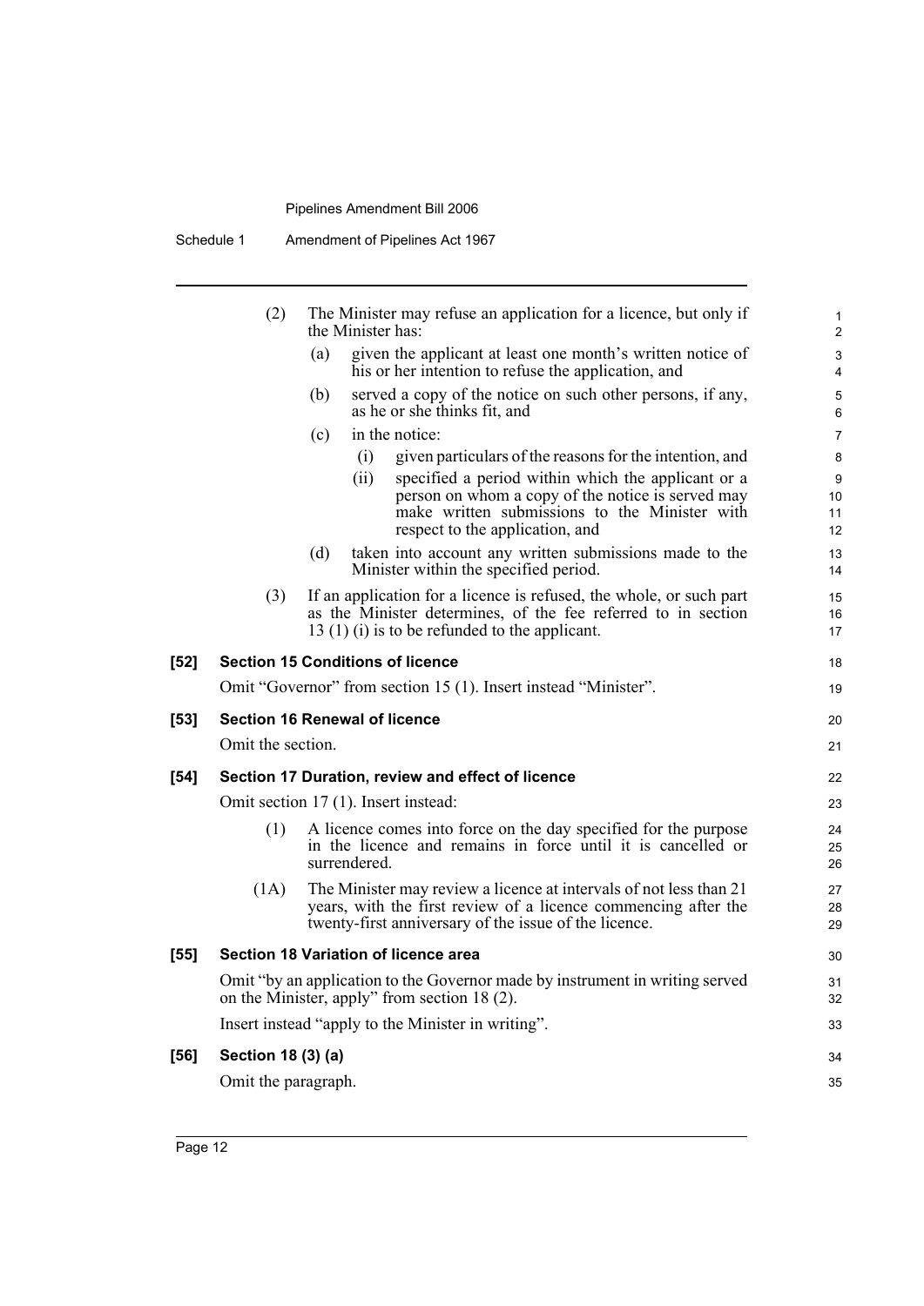(2) The Minister may refuse an application for a licence, but only if the Minister has:

(a) given the applicant at least one month's written notice of his or her intention to refuse the application, and

(b) served a copy of the notice on such other persons, if any, as he or she thinks fit, and

(c) in the notice:

(i) given particulars of the reasons for the intention, and

(ii) specified a period within which the applicant or a person on whom a copy of the notice is served may make written submissions to the Minister with respect to the application, and

(d) taken into account any written submissions made to the Minister within the specified period.

(3) If an application for a licence is refused, the whole, or such part as the Minister determines, of the fee referred to in section 13 (1) (i) is to be refunded to the applicant.

**[52] Section 15 Conditions of licence**

Omit "Governor" from section 15 (1). Insert instead "Minister".

**[53] Section 16 Renewal of licence**

Omit the section.

**[54] Section 17 Duration, review and effect of licence**

Omit section 17 (1). Insert instead:

(1) A licence comes into force on the day specified for the purpose in the licence and remains in force until it is cancelled or surrendered.

(1A) The Minister may review a licence at intervals of not less than 21 years, with the first review of a licence commencing after the twenty-first anniversary of the issue of the licence.

**[55] Section 18 Variation of licence area**

Omit "by an application to the Governor made by instrument in writing served on the Minister, apply" from section 18 (2).

Insert instead "apply to the Minister in writing".

**[56] Section 18 (3) (a)**

Omit the paragraph.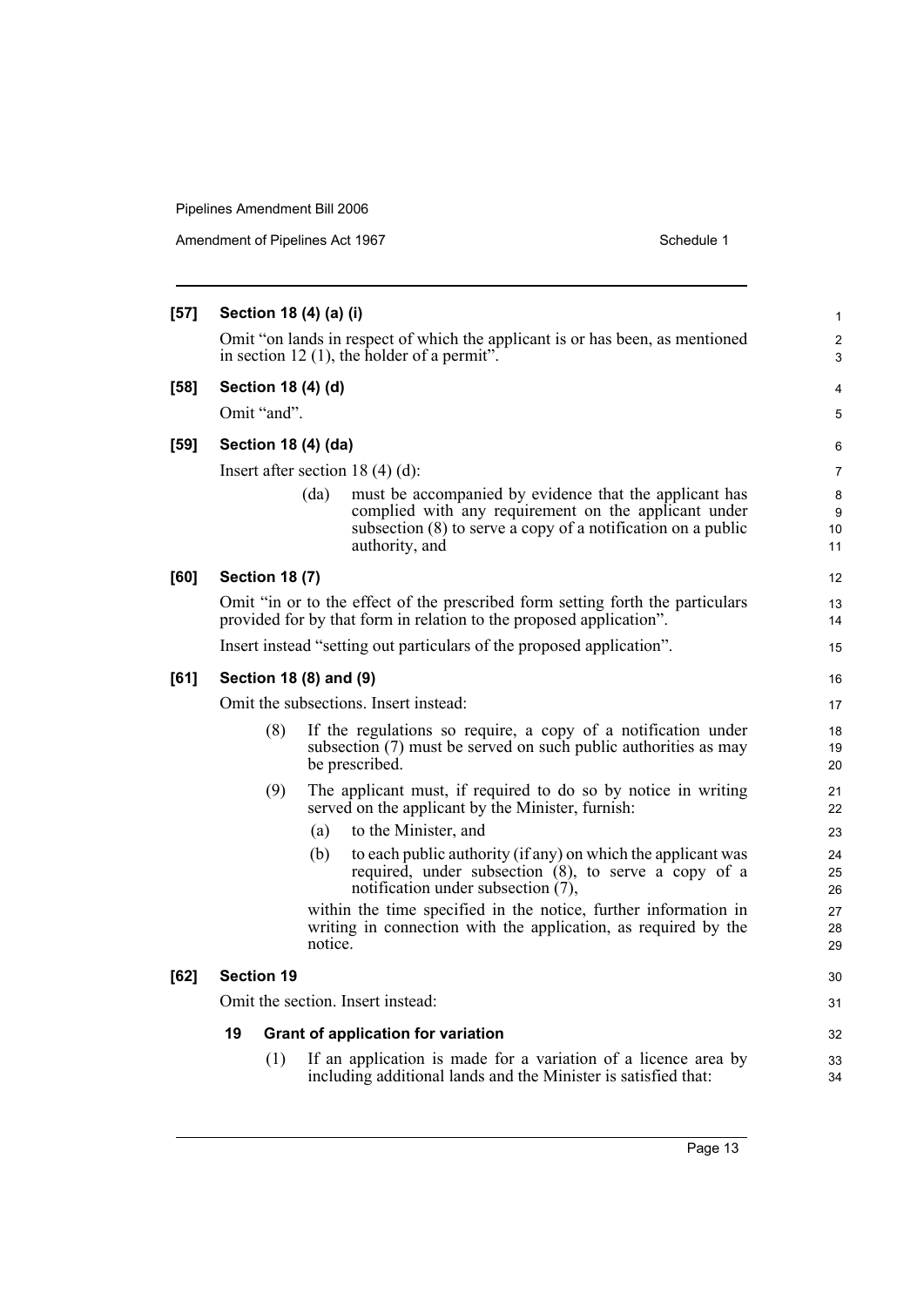**[57] Section 18 (4) (a) (i)**

Omit "on lands in respect of which the applicant is or has been, as mentioned in section 12 (1), the holder of a permit".

**[58] Section 18 (4) (d)**

Omit "and".

**[59] Section 18 (4) (da)**

Insert after section 18 (4) (d):

> (da) must be accompanied by evidence that the applicant has complied with any requirement on the applicant under subsection (8) to serve a copy of a notification on a public authority, and

**[60] Section 18 (7)**

Omit "in or to the effect of the prescribed form setting forth the particulars provided for by that form in relation to the proposed application".

Insert instead "setting out particulars of the proposed application".

**[61] Section 18 (8) and (9)**

Omit the subsections. Insert instead:

> (8) If the regulations so require, a copy of a notification under subsection (7) must be served on such public authorities as may be prescribed.
>
> (9) The applicant must, if required to do so by notice in writing served on the applicant by the Minister, furnish:
>
> (a) to the Minister, and
>
> (b) to each public authority (if any) on which the applicant was required, under subsection (8), to serve a copy of a notification under subsection (7),
>
> within the time specified in the notice, further information in writing in connection with the application, as required by the notice.

**[62] Section 19**

Omit the section. Insert instead:

> **19 Grant of application for variation**
>
> (1) If an application is made for a variation of a licence area by including additional lands and the Minister is satisfied that: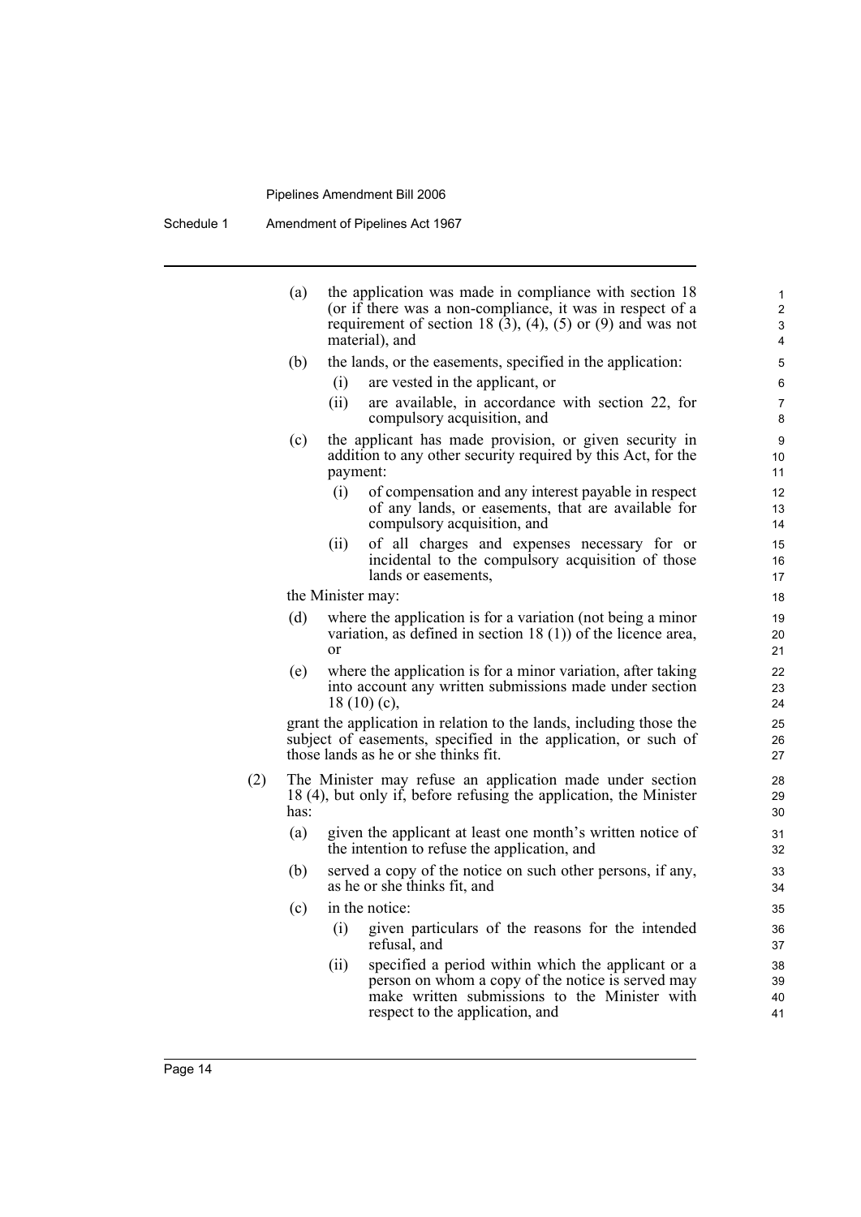(a) the application was made in compliance with section 18 (or if there was a non-compliance, it was in respect of a requirement of section 18 (3), (4), (5) or (9) and was not material), and

(b) the lands, or the easements, specified in the application:

 (i) are vested in the applicant, or

 (ii) are available, in accordance with section 22, for compulsory acquisition, and

(c) the applicant has made provision, or given security in addition to any other security required by this Act, for the payment:

 (i) of compensation and any interest payable in respect of any lands, or easements, that are available for compulsory acquisition, and

 (ii) of all charges and expenses necessary for or incidental to the compulsory acquisition of those lands or easements,

the Minister may:

(d) where the application is for a variation (not being a minor variation, as defined in section 18 (1)) of the licence area, or

(e) where the application is for a minor variation, after taking into account any written submissions made under section 18 (10) (c),

grant the application in relation to the lands, including those the subject of easements, specified in the application, or such of those lands as he or she thinks fit.

(2) The Minister may refuse an application made under section 18 (4), but only if, before refusing the application, the Minister has:

(a) given the applicant at least one month's written notice of the intention to refuse the application, and

(b) served a copy of the notice on such other persons, if any, as he or she thinks fit, and

(c) in the notice:

 (i) given particulars of the reasons for the intended refusal, and

 (ii) specified a period within which the applicant or a person on whom a copy of the notice is served may make written submissions to the Minister with respect to the application, and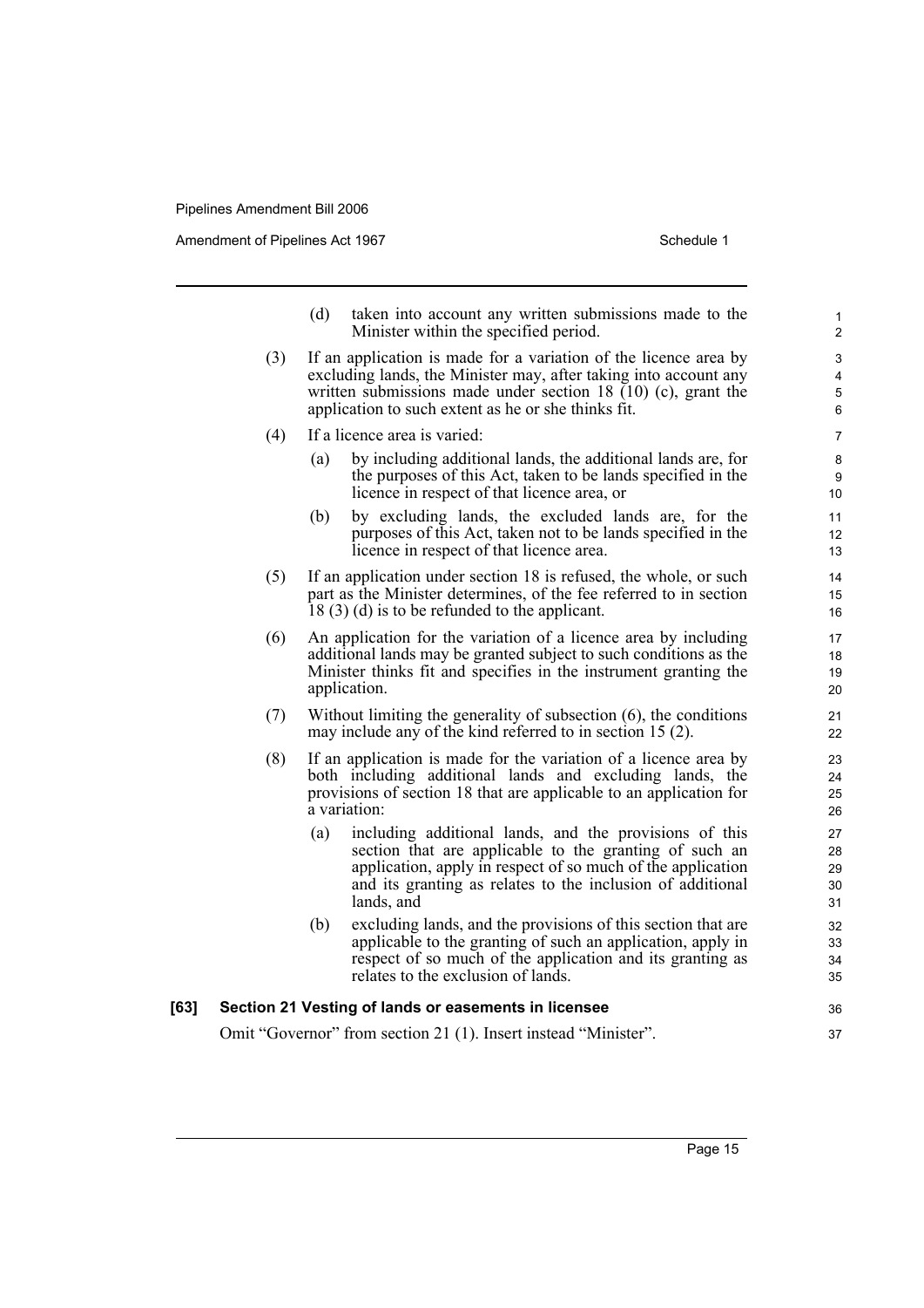(d) taken into account any written submissions made to the Minister within the specified period.

(3) If an application is made for a variation of the licence area by excluding lands, the Minister may, after taking into account any written submissions made under section 18 (10) (c), grant the application to such extent as he or she thinks fit.

(4) If a licence area is varied:

(a) by including additional lands, the additional lands are, for the purposes of this Act, taken to be lands specified in the licence in respect of that licence area, or

(b) by excluding lands, the excluded lands are, for the purposes of this Act, taken not to be lands specified in the licence in respect of that licence area.

(5) If an application under section 18 is refused, the whole, or such part as the Minister determines, of the fee referred to in section 18 (3) (d) is to be refunded to the applicant.

(6) An application for the variation of a licence area by including additional lands may be granted subject to such conditions as the Minister thinks fit and specifies in the instrument granting the application.

(7) Without limiting the generality of subsection (6), the conditions may include any of the kind referred to in section 15 (2).

(8) If an application is made for the variation of a licence area by both including additional lands and excluding lands, the provisions of section 18 that are applicable to an application for a variation:

(a) including additional lands, and the provisions of this section that are applicable to the granting of such an application, apply in respect of so much of the application and its granting as relates to the inclusion of additional lands, and

(b) excluding lands, and the provisions of this section that are applicable to the granting of such an application, apply in respect of so much of the application and its granting as relates to the exclusion of lands.

**[63] Section 21 Vesting of lands or easements in licensee**

Omit "Governor" from section 21 (1). Insert instead "Minister".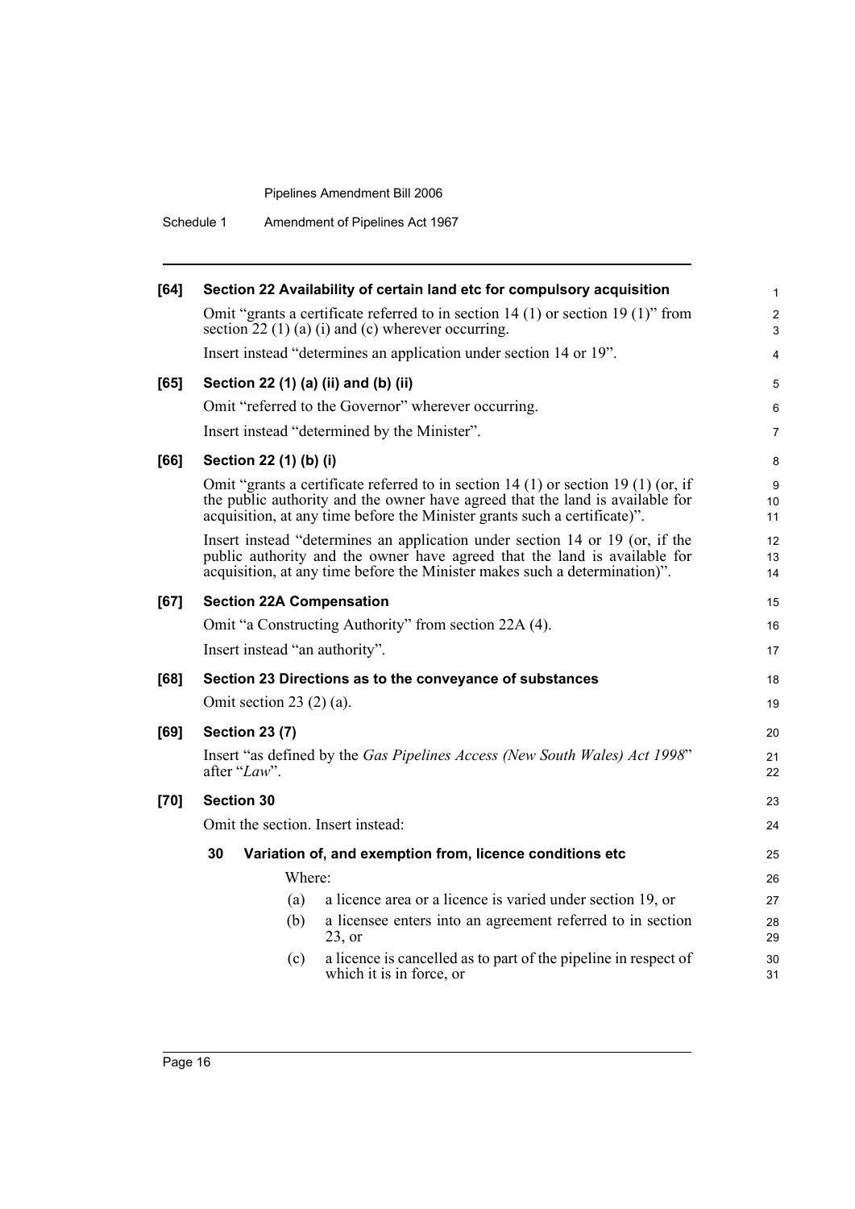**[64] Section 22 Availability of certain land etc for compulsory acquisition**

Omit "grants a certificate referred to in section 14 (1) or section 19 (1)" from section 22 (1) (a) (i) and (c) wherever occurring.

Insert instead "determines an application under section 14 or 19".

**[65] Section 22 (1) (a) (ii) and (b) (ii)**

Omit "referred to the Governor" wherever occurring.

Insert instead "determined by the Minister".

**[66] Section 22 (1) (b) (i)**

Omit "grants a certificate referred to in section 14 (1) or section 19 (1) (or, if the public authority and the owner have agreed that the land is available for acquisition, at any time before the Minister grants such a certificate)".

Insert instead "determines an application under section 14 or 19 (or, if the public authority and the owner have agreed that the land is available for acquisition, at any time before the Minister makes such a determination)".

**[67] Section 22A Compensation**

Omit "a Constructing Authority" from section 22A (4).

Insert instead "an authority".

**[68] Section 23 Directions as to the conveyance of substances**

Omit section 23 (2) (a).

**[69] Section 23 (7)**

Insert "as defined by the *Gas Pipelines Access (New South Wales) Act 1998*" after "*Law*".

**[70] Section 30**

Omit the section. Insert instead:

**30 Variation of, and exemption from, licence conditions etc**

Where:

(a) a licence area or a licence is varied under section 19, or

(b) a licensee enters into an agreement referred to in section 23, or

(c) a licence is cancelled as to part of the pipeline in respect of which it is in force, or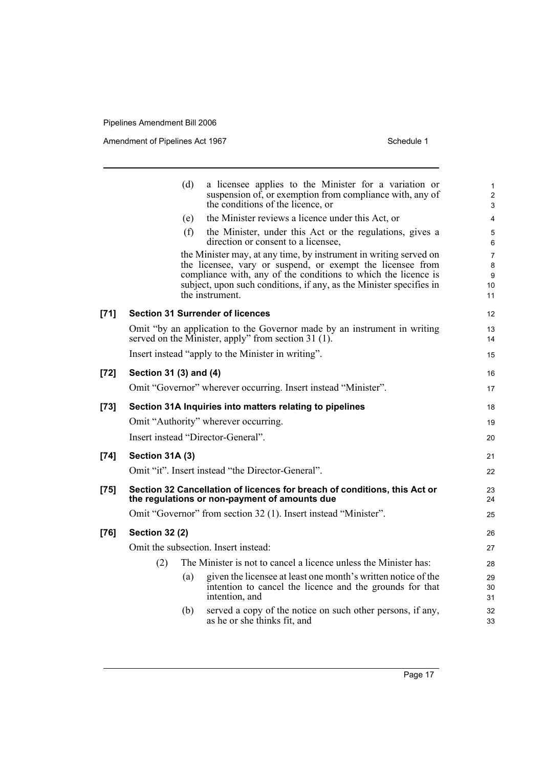(d) a licensee applies to the Minister for a variation or suspension of, or exemption from compliance with, any of the conditions of the licence, or

(e) the Minister reviews a licence under this Act, or

(f) the Minister, under this Act or the regulations, gives a direction or consent to a licensee,

the Minister may, at any time, by instrument in writing served on the licensee, vary or suspend, or exempt the licensee from compliance with, any of the conditions to which the licence is subject, upon such conditions, if any, as the Minister specifies in the instrument.

**[71] Section 31 Surrender of licences**

Omit "by an application to the Governor made by an instrument in writing served on the Minister, apply" from section 31 (1).

Insert instead "apply to the Minister in writing".

**[72] Section 31 (3) and (4)**

Omit "Governor" wherever occurring. Insert instead "Minister".

**[73] Section 31A Inquiries into matters relating to pipelines**

Omit "Authority" wherever occurring.

Insert instead "Director-General".

**[74] Section 31A (3)**

Omit "it". Insert instead "the Director-General".

**[75] Section 32 Cancellation of licences for breach of conditions, this Act or the regulations or non-payment of amounts due**

Omit "Governor" from section 32 (1). Insert instead "Minister".

**[76] Section 32 (2)**

Omit the subsection. Insert instead:

(2) The Minister is not to cancel a licence unless the Minister has:

(a) given the licensee at least one month's written notice of the intention to cancel the licence and the grounds for that intention, and

(b) served a copy of the notice on such other persons, if any, as he or she thinks fit, and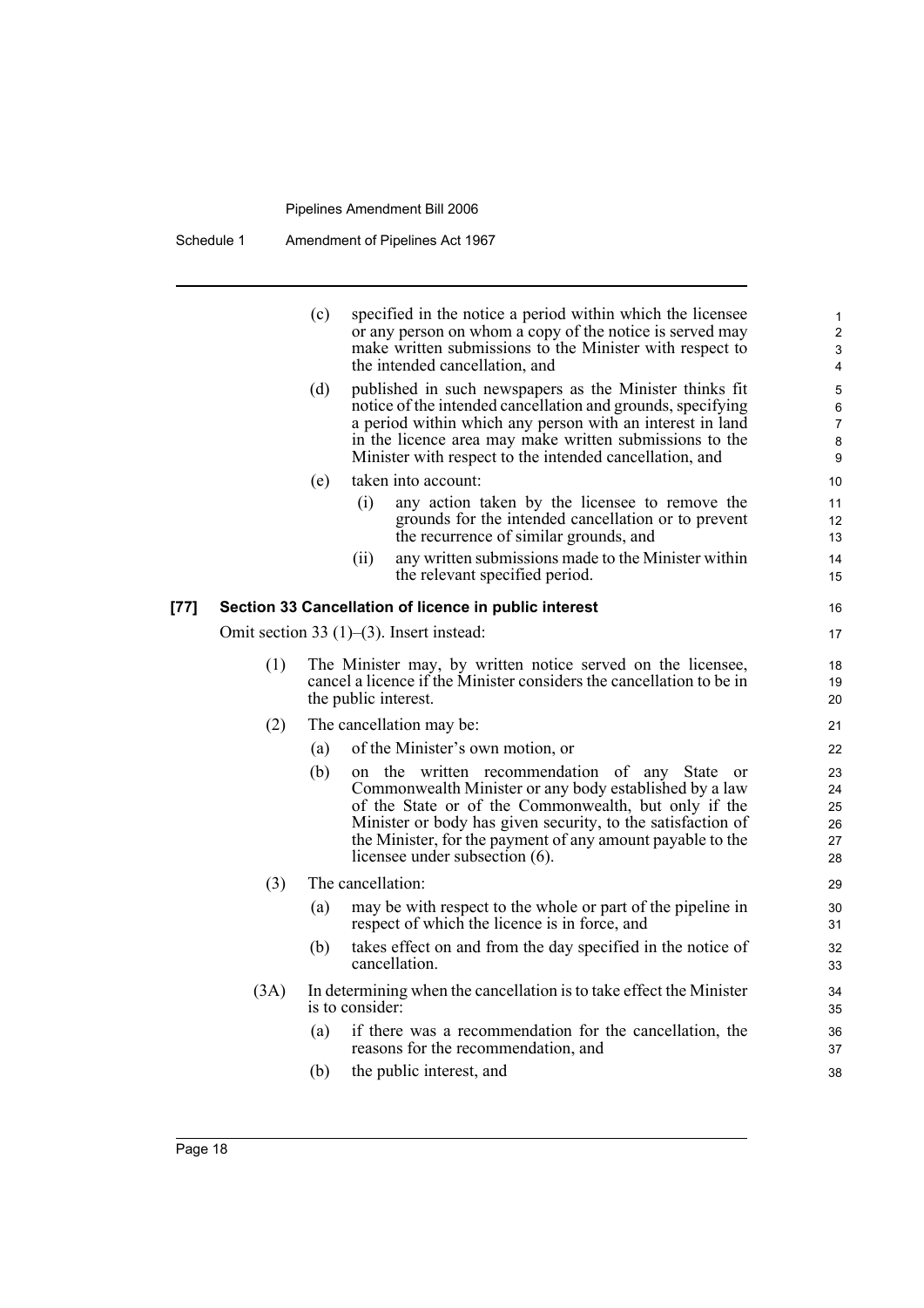(c) specified in the notice a period within which the licensee or any person on whom a copy of the notice is served may make written submissions to the Minister with respect to the intended cancellation, and

(d) published in such newspapers as the Minister thinks fit notice of the intended cancellation and grounds, specifying a period within which any person with an interest in land in the licence area may make written submissions to the Minister with respect to the intended cancellation, and

(e) taken into account:

(i) any action taken by the licensee to remove the grounds for the intended cancellation or to prevent the recurrence of similar grounds, and

(ii) any written submissions made to the Minister within the relevant specified period.

**[77] Section 33 Cancellation of licence in public interest**

Omit section 33 (1)–(3). Insert instead:

(1) The Minister may, by written notice served on the licensee, cancel a licence if the Minister considers the cancellation to be in the public interest.

(2) The cancellation may be:

(a) of the Minister's own motion, or

(b) on the written recommendation of any State or Commonwealth Minister or any body established by a law of the State or of the Commonwealth, but only if the Minister or body has given security, to the satisfaction of the Minister, for the payment of any amount payable to the licensee under subsection (6).

(3) The cancellation:

(a) may be with respect to the whole or part of the pipeline in respect of which the licence is in force, and

(b) takes effect on and from the day specified in the notice of cancellation.

(3A) In determining when the cancellation is to take effect the Minister is to consider:

(a) if there was a recommendation for the cancellation, the reasons for the recommendation, and

(b) the public interest, and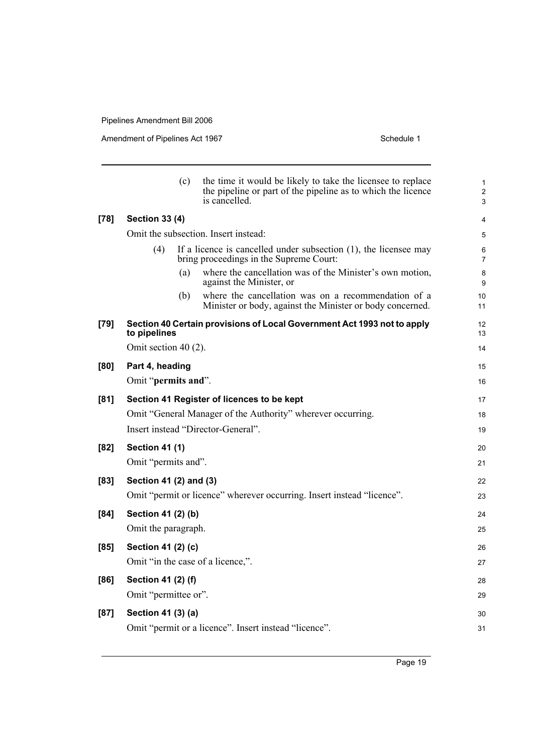(c) the time it would be likely to take the licensee to replace the pipeline or part of the pipeline as to which the licence is cancelled.

**[78] Section 33 (4)**

Omit the subsection. Insert instead:

(4) If a licence is cancelled under subsection (1), the licensee may bring proceedings in the Supreme Court:

(a) where the cancellation was of the Minister's own motion, against the Minister, or

(b) where the cancellation was on a recommendation of a Minister or body, against the Minister or body concerned.

**[79] Section 40 Certain provisions of Local Government Act 1993 not to apply to pipelines**

Omit section 40 (2).

**[80] Part 4, heading**

Omit "**permits and**".

**[81] Section 41 Register of licences to be kept**

Omit "General Manager of the Authority" wherever occurring.

Insert instead "Director-General".

**[82] Section 41 (1)**

Omit "permits and".

**[83] Section 41 (2) and (3)**

Omit "permit or licence" wherever occurring. Insert instead "licence".

**[84] Section 41 (2) (b)**

Omit the paragraph.

**[85] Section 41 (2) (c)**

Omit "in the case of a licence,".

**[86] Section 41 (2) (f)**

Omit "permittee or".

**[87] Section 41 (3) (a)**

Omit "permit or a licence". Insert instead "licence".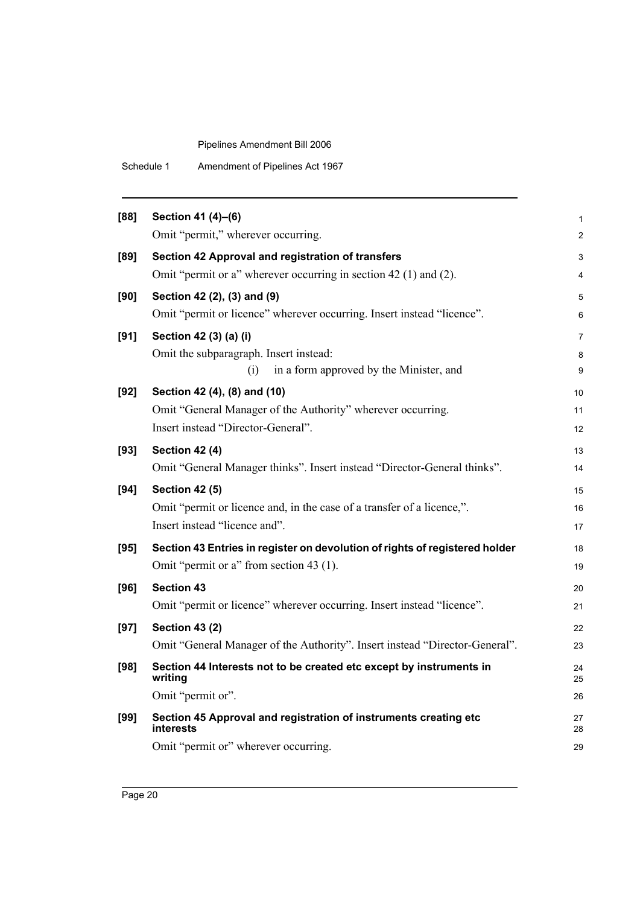**[88] Section 41 (4)–(6)**

Omit "permit," wherever occurring.

**[89] Section 42 Approval and registration of transfers**

Omit "permit or a" wherever occurring in section 42 (1) and (2).

**[90] Section 42 (2), (3) and (9)**

Omit "permit or licence" wherever occurring. Insert instead "licence".

**[91] Section 42 (3) (a) (i)**

Omit the subparagraph. Insert instead:

(i) in a form approved by the Minister, and

**[92] Section 42 (4), (8) and (10)**

Omit "General Manager of the Authority" wherever occurring.

Insert instead "Director-General".

**[93] Section 42 (4)**

Omit "General Manager thinks". Insert instead "Director-General thinks".

**[94] Section 42 (5)**

Omit "permit or licence and, in the case of a transfer of a licence,".

Insert instead "licence and".

**[95] Section 43 Entries in register on devolution of rights of registered holder**

Omit "permit or a" from section 43 (1).

**[96] Section 43**

Omit "permit or licence" wherever occurring. Insert instead "licence".

**[97] Section 43 (2)**

Omit "General Manager of the Authority". Insert instead "Director-General".

**[98] Section 44 Interests not to be created etc except by instruments in writing**

Omit "permit or".

**[99] Section 45 Approval and registration of instruments creating etc interests**

Omit "permit or" wherever occurring.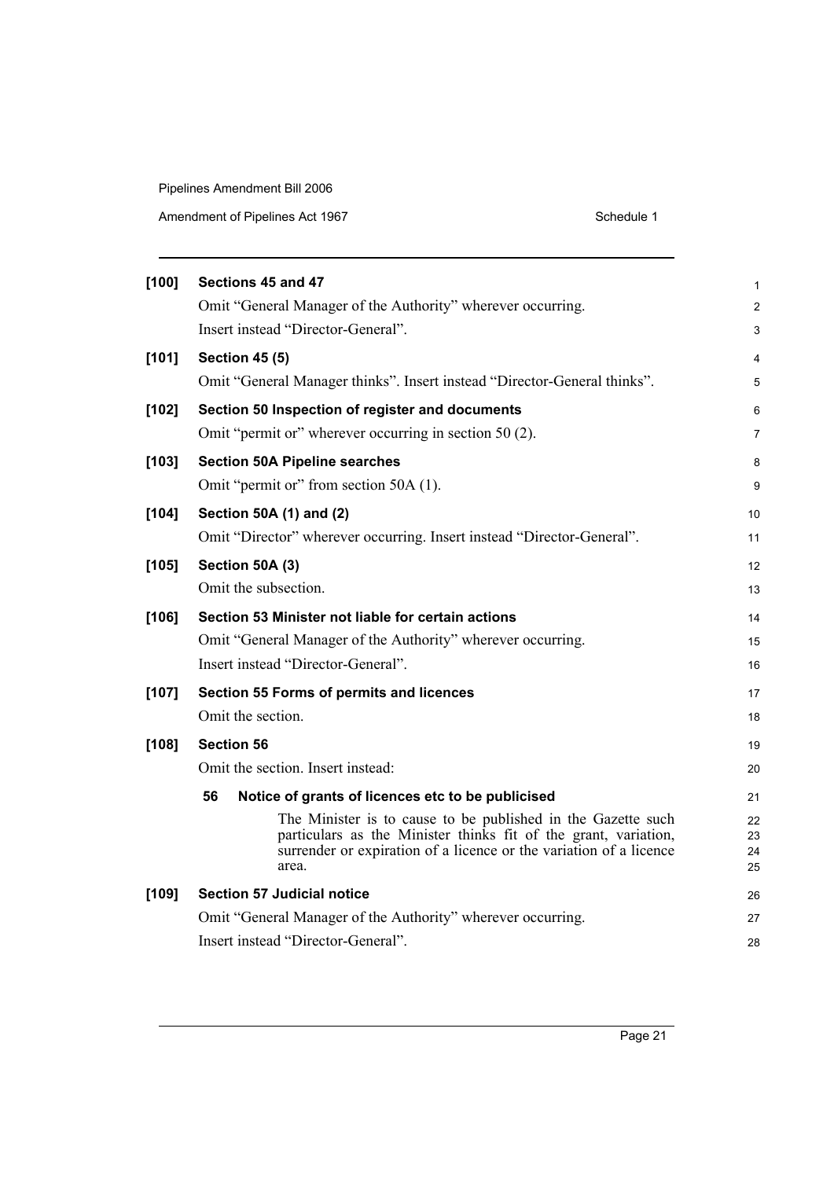**[100] Sections 45 and 47**

Omit "General Manager of the Authority" wherever occurring.

Insert instead "Director-General".

**[101] Section 45 (5)**

Omit "General Manager thinks". Insert instead "Director-General thinks".

**[102] Section 50 Inspection of register and documents**

Omit "permit or" wherever occurring in section 50 (2).

**[103] Section 50A Pipeline searches**

Omit "permit or" from section 50A (1).

**[104] Section 50A (1) and (2)**

Omit "Director" wherever occurring. Insert instead "Director-General".

**[105] Section 50A (3)**

Omit the subsection.

**[106] Section 53 Minister not liable for certain actions**

Omit "General Manager of the Authority" wherever occurring.

Insert instead "Director-General".

**[107] Section 55 Forms of permits and licences**

Omit the section.

**[108] Section 56**

Omit the section. Insert instead:

**56 Notice of grants of licences etc to be publicised**

The Minister is to cause to be published in the Gazette such particulars as the Minister thinks fit of the grant, variation, surrender or expiration of a licence or the variation of a licence area.

**[109] Section 57 Judicial notice**

Omit "General Manager of the Authority" wherever occurring.

Insert instead "Director-General".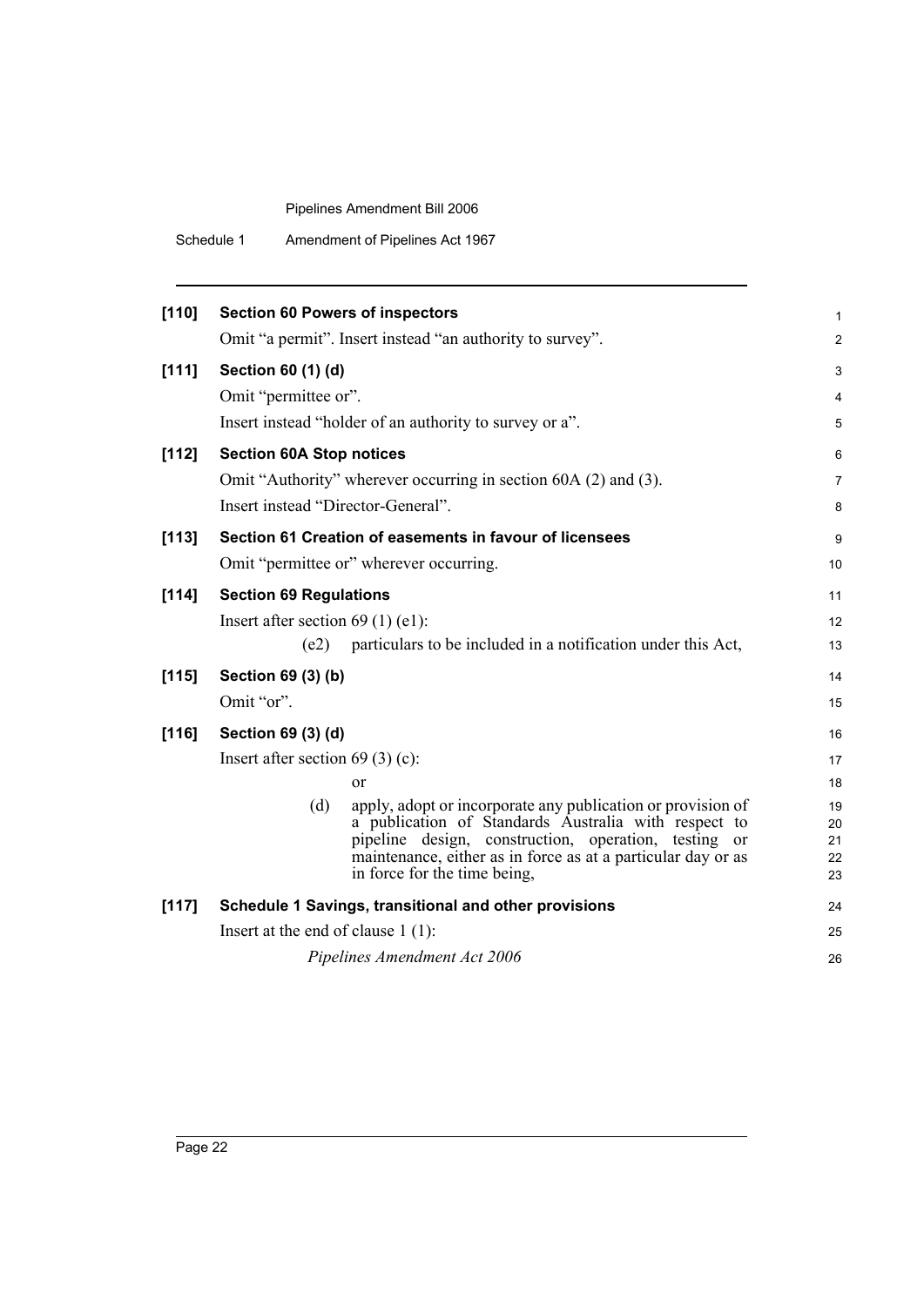**[110] Section 60 Powers of inspectors**

Omit “a permit”. Insert instead “an authority to survey”.

**[111] Section 60 (1) (d)**

Omit “permittee or”.

Insert instead “holder of an authority to survey or a”.

**[112] Section 60A Stop notices**

Omit “Authority” wherever occurring in section 60A (2) and (3).

Insert instead “Director-General”.

**[113] Section 61 Creation of easements in favour of licensees**

Omit “permittee or” wherever occurring.

**[114] Section 69 Regulations**

Insert after section 69 (1) (e1):

(e2) particulars to be included in a notification under this Act,

**[115] Section 69 (3) (b)**

Omit “or”.

**[116] Section 69 (3) (d)**

Insert after section 69 (3) (c):

or

(d) apply, adopt or incorporate any publication or provision of a publication of Standards Australia with respect to pipeline design, construction, operation, testing or maintenance, either as in force as at a particular day or as in force for the time being,

**[117] Schedule 1 Savings, transitional and other provisions**

Insert at the end of clause 1 (1):

*Pipelines Amendment Act 2006*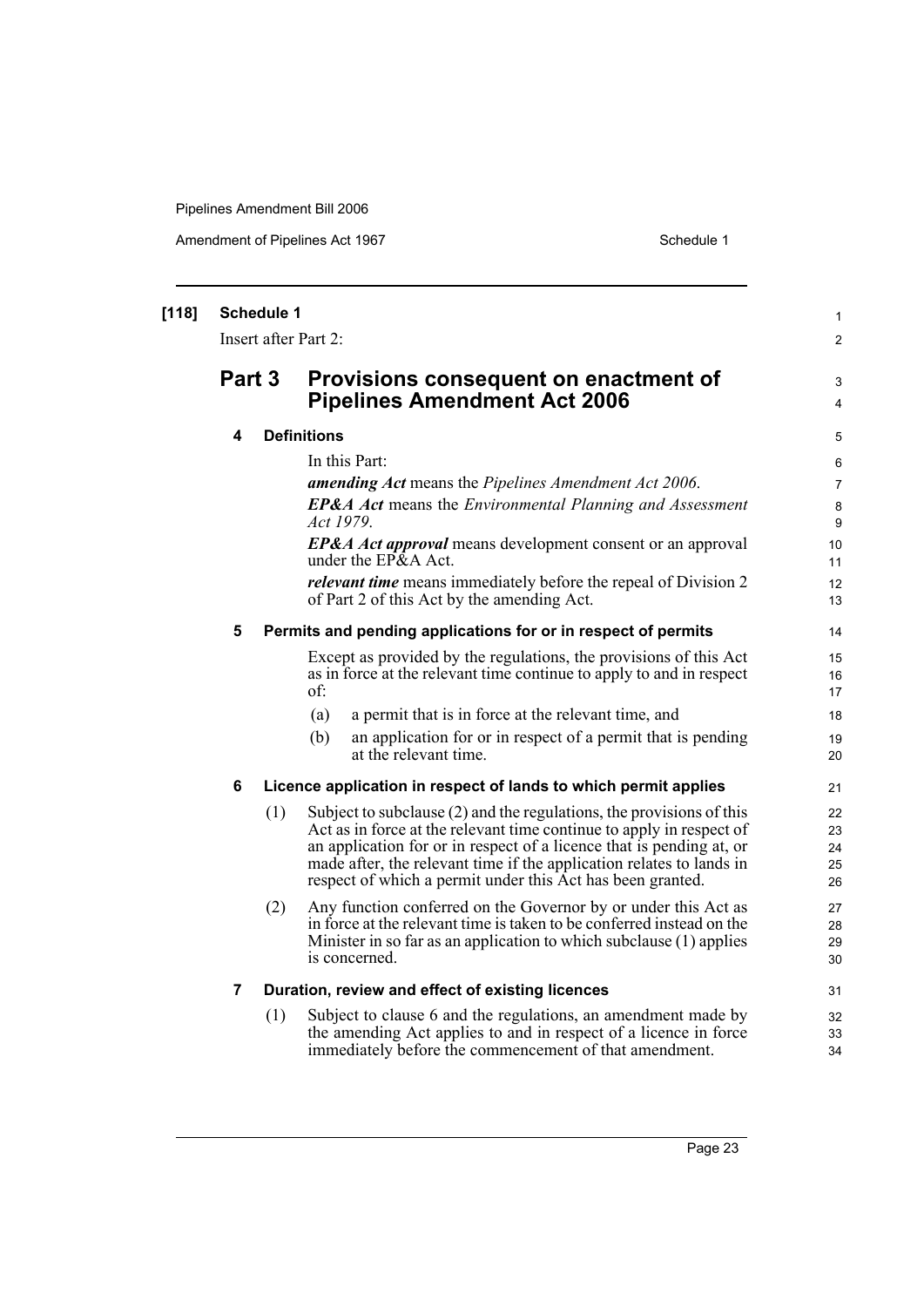**[118] Schedule 1**

Insert after Part 2:

## Part 3 Provisions consequent on enactment of Pipelines Amendment Act 2006

### 4 Definitions

In this Part:

***amending Act*** means the *Pipelines Amendment Act 2006*.

***EP&A Act*** means the *Environmental Planning and Assessment Act 1979*.

***EP&A Act approval*** means development consent or an approval under the EP&A Act.

***relevant time*** means immediately before the repeal of Division 2 of Part 2 of this Act by the amending Act.

### 5 Permits and pending applications for or in respect of permits

Except as provided by the regulations, the provisions of this Act as in force at the relevant time continue to apply to and in respect of:

(a) a permit that is in force at the relevant time, and

(b) an application for or in respect of a permit that is pending at the relevant time.

### 6 Licence application in respect of lands to which permit applies

(1) Subject to subclause (2) and the regulations, the provisions of this Act as in force at the relevant time continue to apply in respect of an application for or in respect of a licence that is pending at, or made after, the relevant time if the application relates to lands in respect of which a permit under this Act has been granted.

(2) Any function conferred on the Governor by or under this Act as in force at the relevant time is taken to be conferred instead on the Minister in so far as an application to which subclause (1) applies is concerned.

### 7 Duration, review and effect of existing licences

(1) Subject to clause 6 and the regulations, an amendment made by the amending Act applies to and in respect of a licence in force immediately before the commencement of that amendment.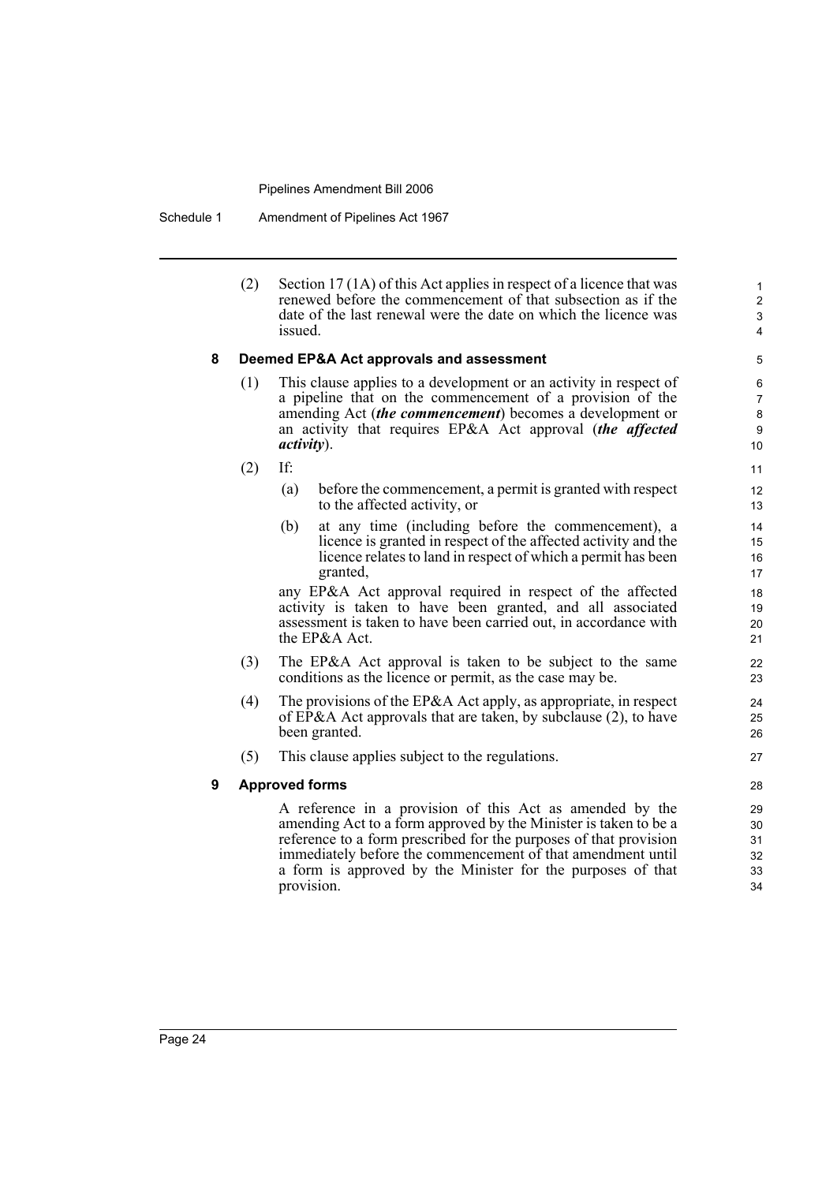(2) Section 17 (1A) of this Act applies in respect of a licence that was renewed before the commencement of that subsection as if the date of the last renewal were the date on which the licence was issued.

**8 Deemed EP&A Act approvals and assessment**

(1) This clause applies to a development or an activity in respect of a pipeline that on the commencement of a provision of the amending Act (***the commencement***) becomes a development or an activity that requires EP&A Act approval (***the affected activity***).

(2) If:

(a) before the commencement, a permit is granted with respect to the affected activity, or

(b) at any time (including before the commencement), a licence is granted in respect of the affected activity and the licence relates to land in respect of which a permit has been granted,

any EP&A Act approval required in respect of the affected activity is taken to have been granted, and all associated assessment is taken to have been carried out, in accordance with the EP&A Act.

(3) The EP&A Act approval is taken to be subject to the same conditions as the licence or permit, as the case may be.

(4) The provisions of the EP&A Act apply, as appropriate, in respect of EP&A Act approvals that are taken, by subclause (2), to have been granted.

(5) This clause applies subject to the regulations.

**9 Approved forms**

A reference in a provision of this Act as amended by the amending Act to a form approved by the Minister is taken to be a reference to a form prescribed for the purposes of that provision immediately before the commencement of that amendment until a form is approved by the Minister for the purposes of that provision.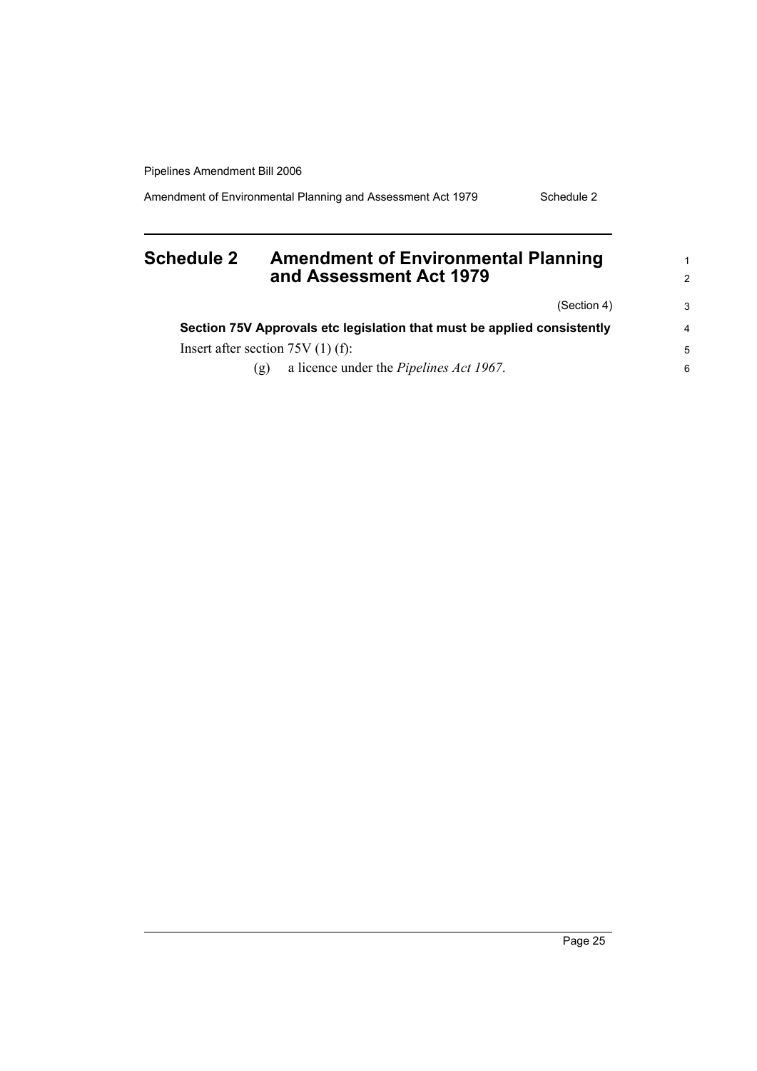# Schedule 2 Amendment of Environmental Planning and Assessment Act 1979

(Section 4)

**Section 75V Approvals etc legislation that must be applied consistently**

Insert after section 75V (1) (f):

(g) a licence under the *Pipelines Act 1967*.